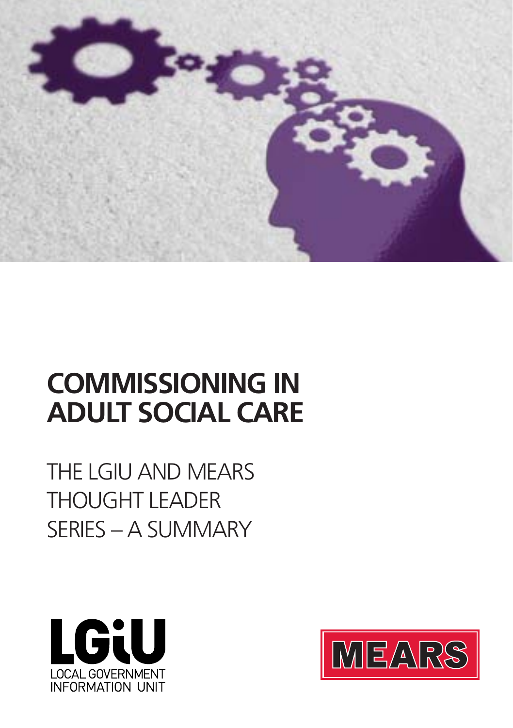# COMMISSIONING IN ADULT SOCIAL CARE

THE LGIU AND MEARS THOUGHT LEADER SERIES – A SUMMARY

LGiU
LOCAL GOVERNMENT INFORMATION UNIT

MEARS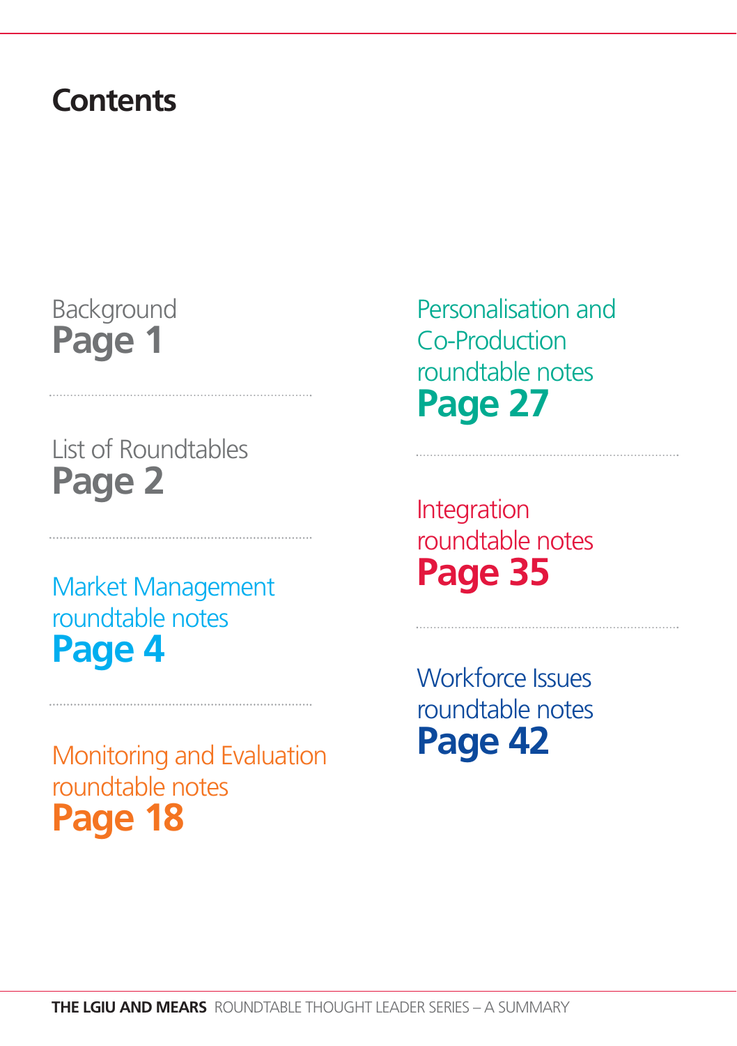# Contents

Background
**Page 1**

List of Roundtables
**Page 2**

Market Management roundtable notes
**Page 4**

Monitoring and Evaluation roundtable notes
**Page 18**

Personalisation and Co-Production roundtable notes
**Page 27**

Integration roundtable notes
**Page 35**

Workforce Issues roundtable notes
**Page 42**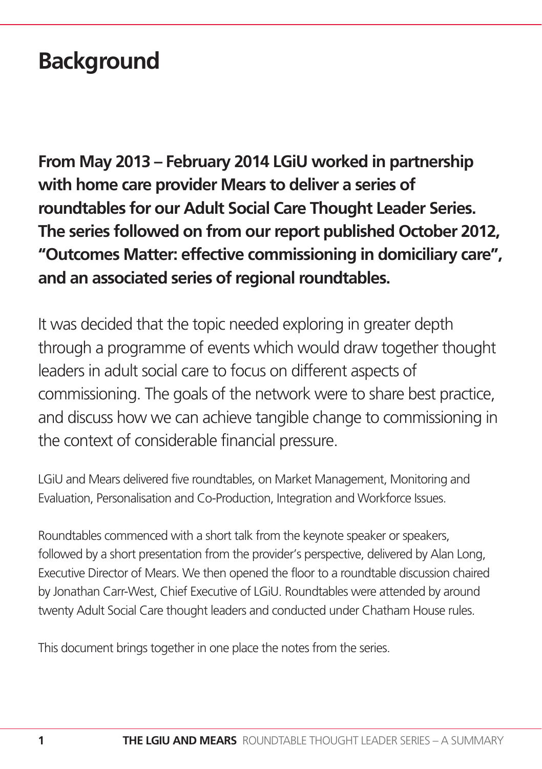# Background

**From May 2013 – February 2014 LGiU worked in partnership with home care provider Mears to deliver a series of roundtables for our Adult Social Care Thought Leader Series. The series followed on from our report published October 2012, "Outcomes Matter: effective commissioning in domiciliary care", and an associated series of regional roundtables.**

It was decided that the topic needed exploring in greater depth through a programme of events which would draw together thought leaders in adult social care to focus on different aspects of commissioning. The goals of the network were to share best practice, and discuss how we can achieve tangible change to commissioning in the context of considerable financial pressure.

LGiU and Mears delivered five roundtables, on Market Management, Monitoring and Evaluation, Personalisation and Co-Production, Integration and Workforce Issues.

Roundtables commenced with a short talk from the keynote speaker or speakers, followed by a short presentation from the provider's perspective, delivered by Alan Long, Executive Director of Mears. We then opened the floor to a roundtable discussion chaired by Jonathan Carr-West, Chief Executive of LGiU. Roundtables were attended by around twenty Adult Social Care thought leaders and conducted under Chatham House rules.

This document brings together in one place the notes from the series.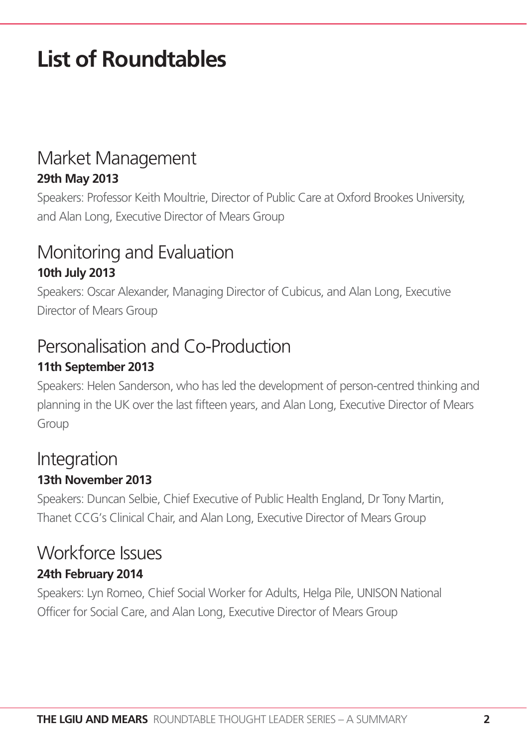# List of Roundtables

## Market Management

**29th May 2013**

Speakers: Professor Keith Moultrie, Director of Public Care at Oxford Brookes University, and Alan Long, Executive Director of Mears Group

## Monitoring and Evaluation

**10th July 2013**

Speakers: Oscar Alexander, Managing Director of Cubicus, and Alan Long, Executive Director of Mears Group

## Personalisation and Co-Production

**11th September 2013**

Speakers: Helen Sanderson, who has led the development of person-centred thinking and planning in the UK over the last fifteen years, and Alan Long, Executive Director of Mears Group

## Integration

**13th November 2013**

Speakers: Duncan Selbie, Chief Executive of Public Health England, Dr Tony Martin, Thanet CCG's Clinical Chair, and Alan Long, Executive Director of Mears Group

## Workforce Issues

**24th February 2014**

Speakers: Lyn Romeo, Chief Social Worker for Adults, Helga Pile, UNISON National Officer for Social Care, and Alan Long, Executive Director of Mears Group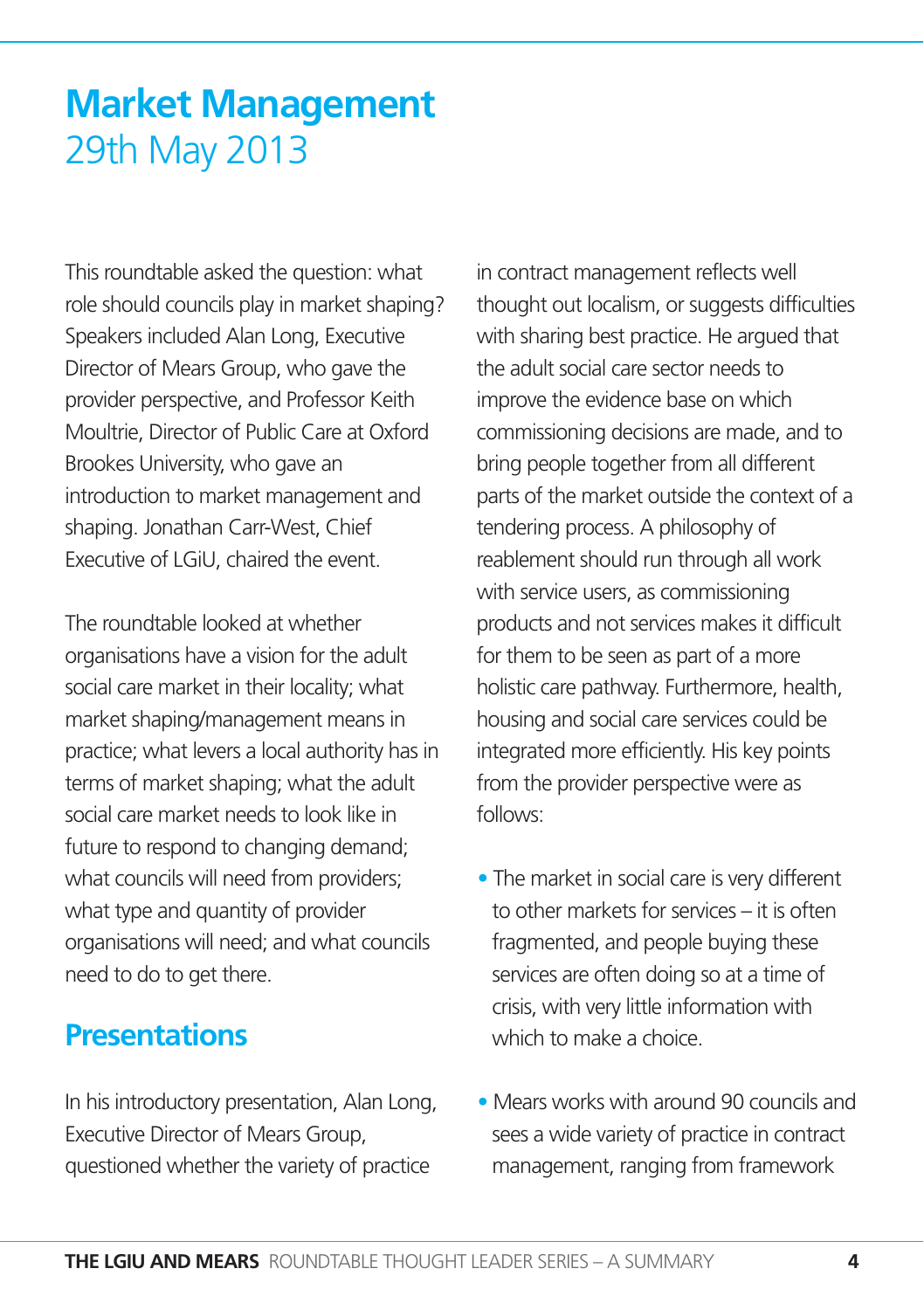# Market Management
## 29th May 2013

This roundtable asked the question: what role should councils play in market shaping? Speakers included Alan Long, Executive Director of Mears Group, who gave the provider perspective, and Professor Keith Moultrie, Director of Public Care at Oxford Brookes University, who gave an introduction to market management and shaping. Jonathan Carr-West, Chief Executive of LGiU, chaired the event.

The roundtable looked at whether organisations have a vision for the adult social care market in their locality; what market shaping/management means in practice; what levers a local authority has in terms of market shaping; what the adult social care market needs to look like in future to respond to changing demand; what councils will need from providers; what type and quantity of provider organisations will need; and what councils need to do to get there.

## Presentations

In his introductory presentation, Alan Long, Executive Director of Mears Group, questioned whether the variety of practice in contract management reflects well thought out localism, or suggests difficulties with sharing best practice. He argued that the adult social care sector needs to improve the evidence base on which commissioning decisions are made, and to bring people together from all different parts of the market outside the context of a tendering process. A philosophy of reablement should run through all work with service users, as commissioning products and not services makes it difficult for them to be seen as part of a more holistic care pathway. Furthermore, health, housing and social care services could be integrated more efficiently. His key points from the provider perspective were as follows:

- The market in social care is very different to other markets for services – it is often fragmented, and people buying these services are often doing so at a time of crisis, with very little information with which to make a choice.
- Mears works with around 90 councils and sees a wide variety of practice in contract management, ranging from framework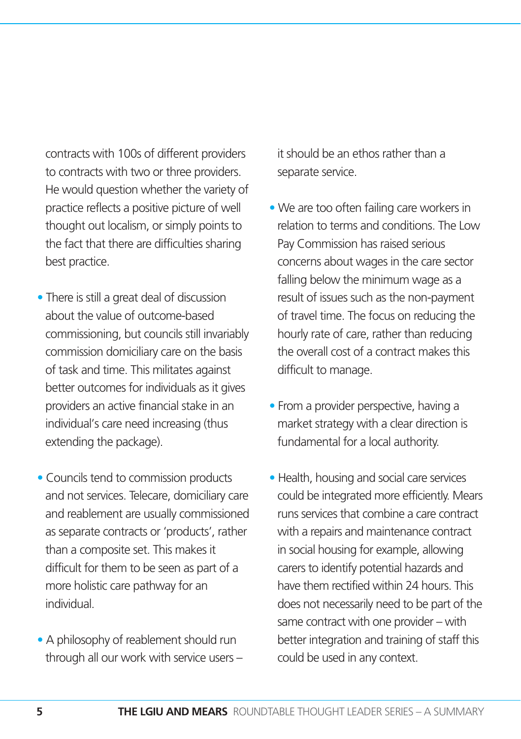contracts with 100s of different providers to contracts with two or three providers. He would question whether the variety of practice reflects a positive picture of well thought out localism, or simply points to the fact that there are difficulties sharing best practice.

- There is still a great deal of discussion about the value of outcome-based commissioning, but councils still invariably commission domiciliary care on the basis of task and time. This militates against better outcomes for individuals as it gives providers an active financial stake in an individual's care need increasing (thus extending the package).

- Councils tend to commission products and not services. Telecare, domiciliary care and reablement are usually commissioned as separate contracts or 'products', rather than a composite set. This makes it difficult for them to be seen as part of a more holistic care pathway for an individual.

- A philosophy of reablement should run through all our work with service users – it should be an ethos rather than a separate service.

- We are too often failing care workers in relation to terms and conditions. The Low Pay Commission has raised serious concerns about wages in the care sector falling below the minimum wage as a result of issues such as the non-payment of travel time. The focus on reducing the hourly rate of care, rather than reducing the overall cost of a contract makes this difficult to manage.

- From a provider perspective, having a market strategy with a clear direction is fundamental for a local authority.

- Health, housing and social care services could be integrated more efficiently. Mears runs services that combine a care contract with a repairs and maintenance contract in social housing for example, allowing carers to identify potential hazards and have them rectified within 24 hours. This does not necessarily need to be part of the same contract with one provider – with better integration and training of staff this could be used in any context.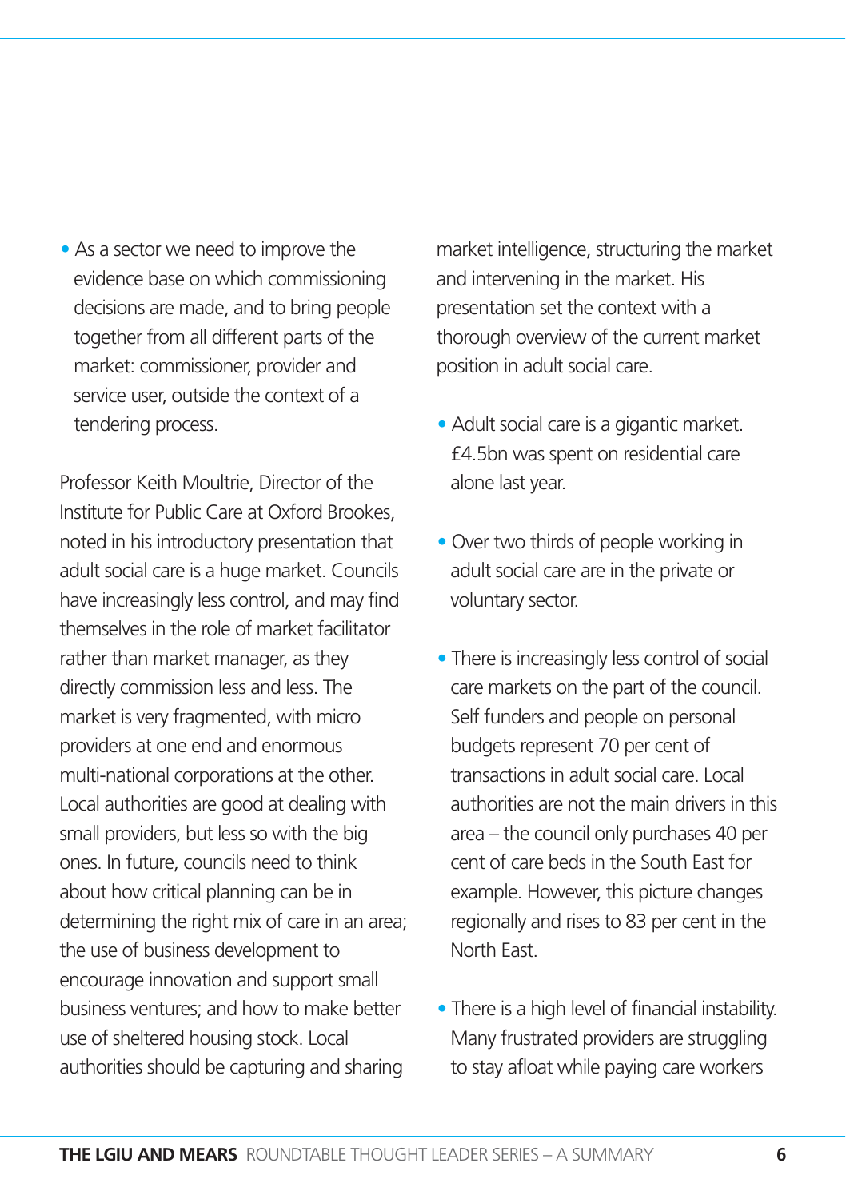- As a sector we need to improve the evidence base on which commissioning decisions are made, and to bring people together from all different parts of the market: commissioner, provider and service user, outside the context of a tendering process.

Professor Keith Moultrie, Director of the Institute for Public Care at Oxford Brookes, noted in his introductory presentation that adult social care is a huge market. Councils have increasingly less control, and may find themselves in the role of market facilitator rather than market manager, as they directly commission less and less. The market is very fragmented, with micro providers at one end and enormous multi-national corporations at the other. Local authorities are good at dealing with small providers, but less so with the big ones. In future, councils need to think about how critical planning can be in determining the right mix of care in an area; the use of business development to encourage innovation and support small business ventures; and how to make better use of sheltered housing stock. Local authorities should be capturing and sharing market intelligence, structuring the market and intervening in the market. His presentation set the context with a thorough overview of the current market position in adult social care.

- Adult social care is a gigantic market. £4.5bn was spent on residential care alone last year.

- Over two thirds of people working in adult social care are in the private or voluntary sector.

- There is increasingly less control of social care markets on the part of the council. Self funders and people on personal budgets represent 70 per cent of transactions in adult social care. Local authorities are not the main drivers in this area – the council only purchases 40 per cent of care beds in the South East for example. However, this picture changes regionally and rises to 83 per cent in the North East.

- There is a high level of financial instability. Many frustrated providers are struggling to stay afloat while paying care workers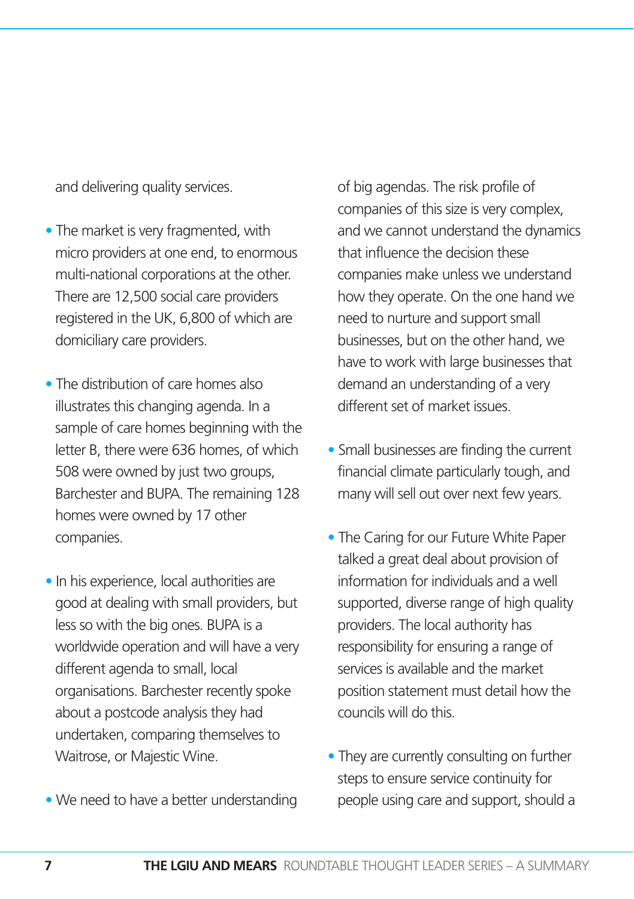and delivering quality services.

- The market is very fragmented, with micro providers at one end, to enormous multi-national corporations at the other. There are 12,500 social care providers registered in the UK, 6,800 of which are domiciliary care providers.

- The distribution of care homes also illustrates this changing agenda. In a sample of care homes beginning with the letter B, there were 636 homes, of which 508 were owned by just two groups, Barchester and BUPA. The remaining 128 homes were owned by 17 other companies.

- In his experience, local authorities are good at dealing with small providers, but less so with the big ones. BUPA is a worldwide operation and will have a very different agenda to small, local organisations. Barchester recently spoke about a postcode analysis they had undertaken, comparing themselves to Waitrose, or Majestic Wine.

- We need to have a better understanding of big agendas. The risk profile of companies of this size is very complex, and we cannot understand the dynamics that influence the decision these companies make unless we understand how they operate. On the one hand we need to nurture and support small businesses, but on the other hand, we have to work with large businesses that demand an understanding of a very different set of market issues.

- Small businesses are finding the current financial climate particularly tough, and many will sell out over next few years.

- The Caring for our Future White Paper talked a great deal about provision of information for individuals and a well supported, diverse range of high quality providers. The local authority has responsibility for ensuring a range of services is available and the market position statement must detail how the councils will do this.

- They are currently consulting on further steps to ensure service continuity for people using care and support, should a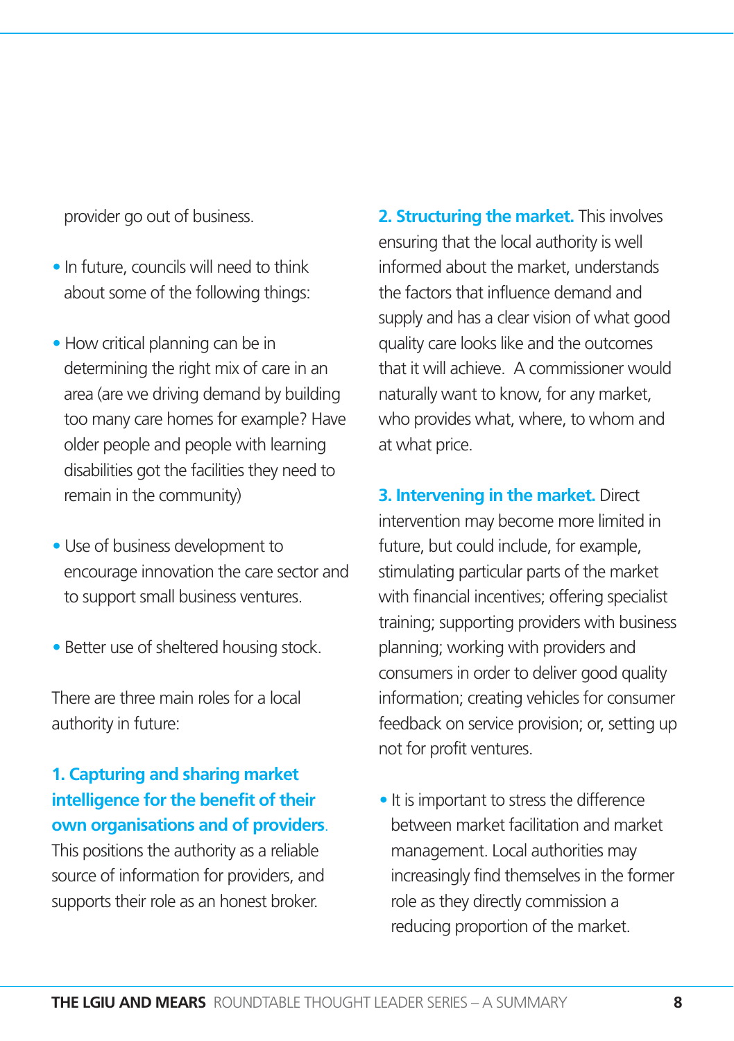provider go out of business.

- In future, councils will need to think about some of the following things:

- How critical planning can be in determining the right mix of care in an area (are we driving demand by building too many care homes for example? Have older people and people with learning disabilities got the facilities they need to remain in the community)

- Use of business development to encourage innovation the care sector and to support small business ventures.

- Better use of sheltered housing stock.

There are three main roles for a local authority in future:

**1. Capturing and sharing market intelligence for the benefit of their own organisations and of providers.** This positions the authority as a reliable source of information for providers, and supports their role as an honest broker.

**2. Structuring the market.** This involves ensuring that the local authority is well informed about the market, understands the factors that influence demand and supply and has a clear vision of what good quality care looks like and the outcomes that it will achieve. A commissioner would naturally want to know, for any market, who provides what, where, to whom and at what price.

**3. Intervening in the market.** Direct intervention may become more limited in future, but could include, for example, stimulating particular parts of the market with financial incentives; offering specialist training; supporting providers with business planning; working with providers and consumers in order to deliver good quality information; creating vehicles for consumer feedback on service provision; or, setting up not for profit ventures.

- It is important to stress the difference between market facilitation and market management. Local authorities may increasingly find themselves in the former role as they directly commission a reducing proportion of the market.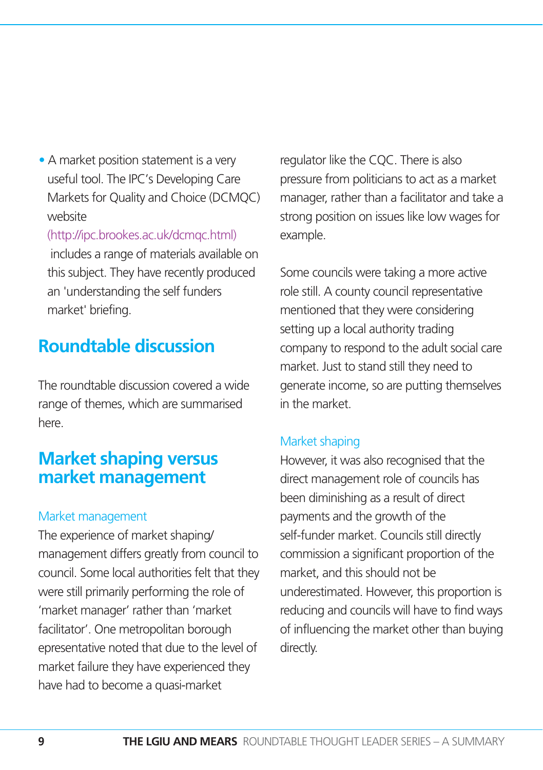- A market position statement is a very useful tool. The IPC's Developing Care Markets for Quality and Choice (DCMQC) website (http://ipc.brookes.ac.uk/dcmqc.html) includes a range of materials available on this subject. They have recently produced an 'understanding the self funders market' briefing.

## Roundtable discussion

The roundtable discussion covered a wide range of themes, which are summarised here.

## Market shaping versus market management

### Market management

The experience of market shaping/ management differs greatly from council to council. Some local authorities felt that they were still primarily performing the role of 'market manager' rather than 'market facilitator'. One metropolitan borough epresentative noted that due to the level of market failure they have experienced they have had to become a quasi-market regulator like the CQC. There is also pressure from politicians to act as a market manager, rather than a facilitator and take a strong position on issues like low wages for example.

Some councils were taking a more active role still. A county council representative mentioned that they were considering setting up a local authority trading company to respond to the adult social care market. Just to stand still they need to generate income, so are putting themselves in the market.

### Market shaping

However, it was also recognised that the direct management role of councils has been diminishing as a result of direct payments and the growth of the self-funder market. Councils still directly commission a significant proportion of the market, and this should not be underestimated. However, this proportion is reducing and councils will have to find ways of influencing the market other than buying directly.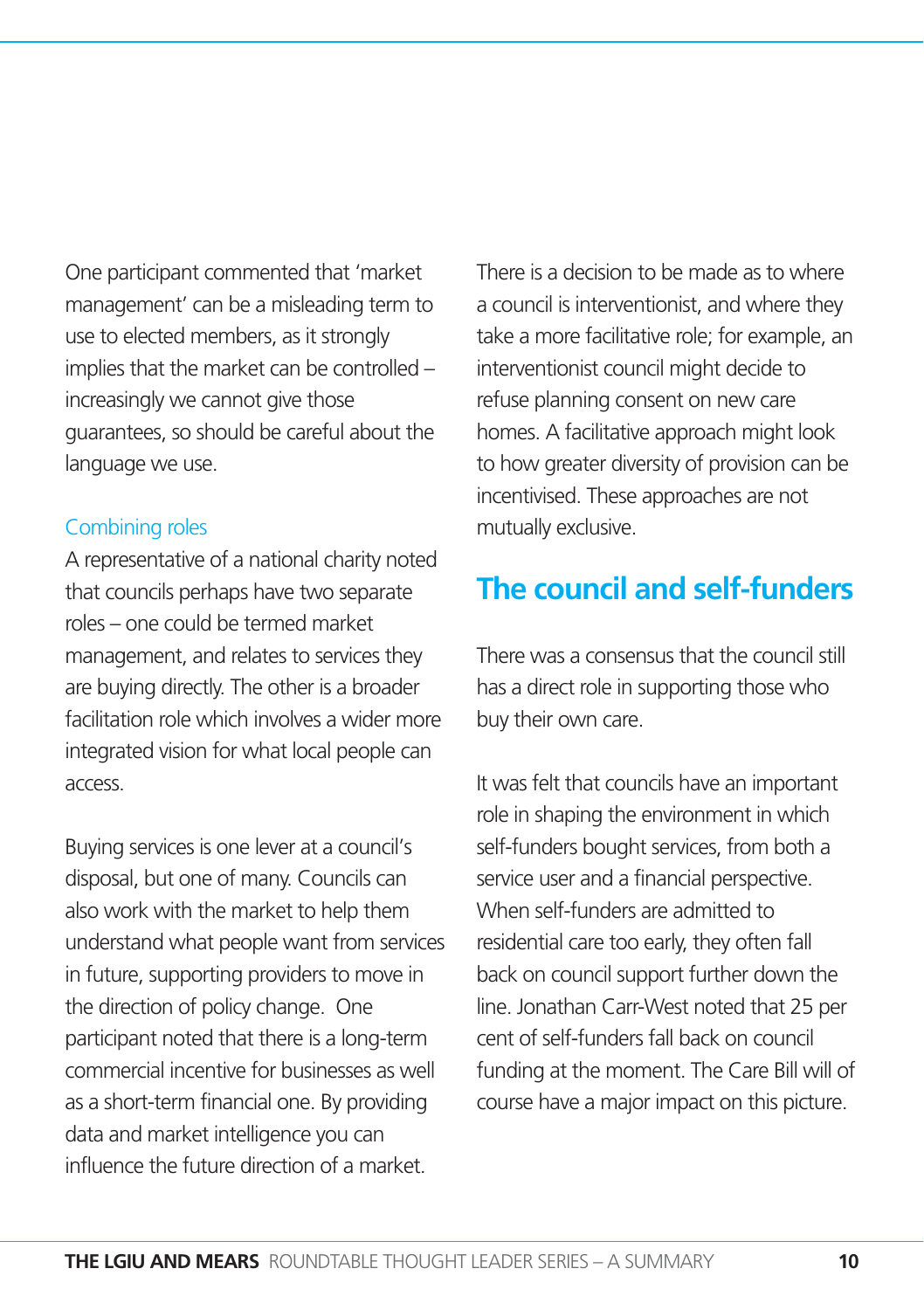One participant commented that 'market management' can be a misleading term to use to elected members, as it strongly implies that the market can be controlled – increasingly we cannot give those guarantees, so should be careful about the language we use.

### Combining roles

A representative of a national charity noted that councils perhaps have two separate roles – one could be termed market management, and relates to services they are buying directly. The other is a broader facilitation role which involves a wider more integrated vision for what local people can access.

Buying services is one lever at a council's disposal, but one of many. Councils can also work with the market to help them understand what people want from services in future, supporting providers to move in the direction of policy change. One participant noted that there is a long-term commercial incentive for businesses as well as a short-term financial one. By providing data and market intelligence you can influence the future direction of a market.

There is a decision to be made as to where a council is interventionist, and where they take a more facilitative role; for example, an interventionist council might decide to refuse planning consent on new care homes. A facilitative approach might look to how greater diversity of provision can be incentivised. These approaches are not mutually exclusive.

## The council and self-funders

There was a consensus that the council still has a direct role in supporting those who buy their own care.

It was felt that councils have an important role in shaping the environment in which self-funders bought services, from both a service user and a financial perspective. When self-funders are admitted to residential care too early, they often fall back on council support further down the line. Jonathan Carr-West noted that 25 per cent of self-funders fall back on council funding at the moment. The Care Bill will of course have a major impact on this picture.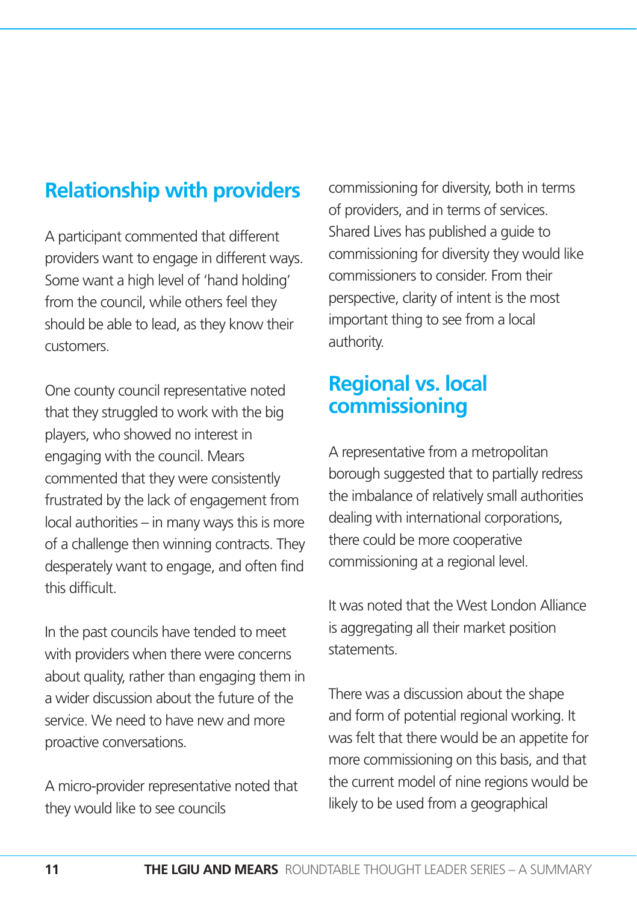## Relationship with providers

A participant commented that different providers want to engage in different ways. Some want a high level of 'hand holding' from the council, while others feel they should be able to lead, as they know their customers.

One county council representative noted that they struggled to work with the big players, who showed no interest in engaging with the council. Mears commented that they were consistently frustrated by the lack of engagement from local authorities – in many ways this is more of a challenge then winning contracts. They desperately want to engage, and often find this difficult.

In the past councils have tended to meet with providers when there were concerns about quality, rather than engaging them in a wider discussion about the future of the service. We need to have new and more proactive conversations.

A micro-provider representative noted that they would like to see councils commissioning for diversity, both in terms of providers, and in terms of services. Shared Lives has published a guide to commissioning for diversity they would like commissioners to consider. From their perspective, clarity of intent is the most important thing to see from a local authority.

## Regional vs. local commissioning

A representative from a metropolitan borough suggested that to partially redress the imbalance of relatively small authorities dealing with international corporations, there could be more cooperative commissioning at a regional level.

It was noted that the West London Alliance is aggregating all their market position statements.

There was a discussion about the shape and form of potential regional working. It was felt that there would be an appetite for more commissioning on this basis, and that the current model of nine regions would be likely to be used from a geographical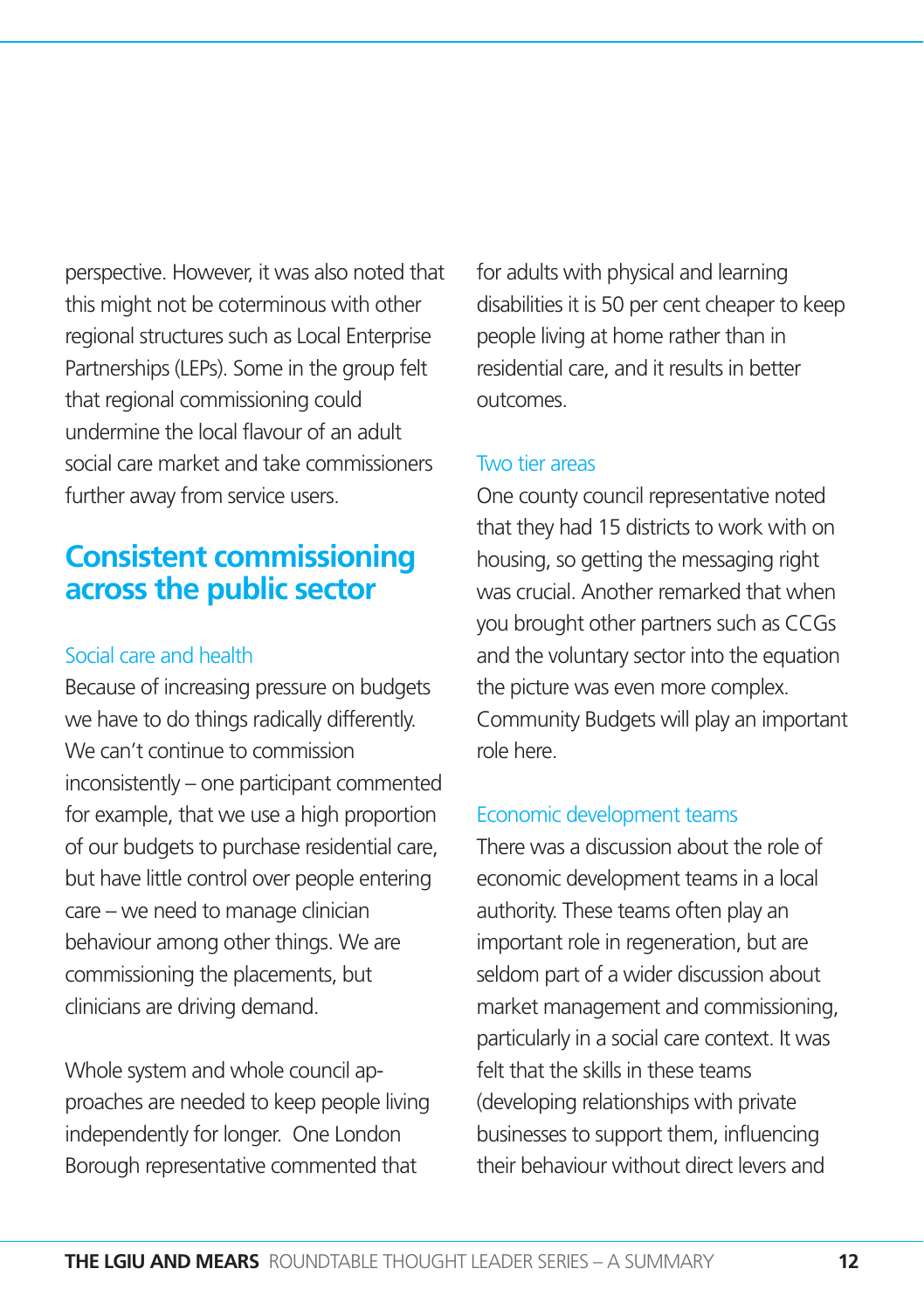perspective. However, it was also noted that this might not be coterminous with other regional structures such as Local Enterprise Partnerships (LEPs). Some in the group felt that regional commissioning could undermine the local flavour of an adult social care market and take commissioners further away from service users.

## Consistent commissioning across the public sector

### Social care and health

Because of increasing pressure on budgets we have to do things radically differently. We can't continue to commission inconsistently – one participant commented for example, that we use a high proportion of our budgets to purchase residential care, but have little control over people entering care – we need to manage clinician behaviour among other things. We are commissioning the placements, but clinicians are driving demand.

Whole system and whole council approaches are needed to keep people living independently for longer. One London Borough representative commented that for adults with physical and learning disabilities it is 50 per cent cheaper to keep people living at home rather than in residential care, and it results in better outcomes.

### Two tier areas

One county council representative noted that they had 15 districts to work with on housing, so getting the messaging right was crucial. Another remarked that when you brought other partners such as CCGs and the voluntary sector into the equation the picture was even more complex. Community Budgets will play an important role here.

### Economic development teams

There was a discussion about the role of economic development teams in a local authority. These teams often play an important role in regeneration, but are seldom part of a wider discussion about market management and commissioning, particularly in a social care context. It was felt that the skills in these teams (developing relationships with private businesses to support them, influencing their behaviour without direct levers and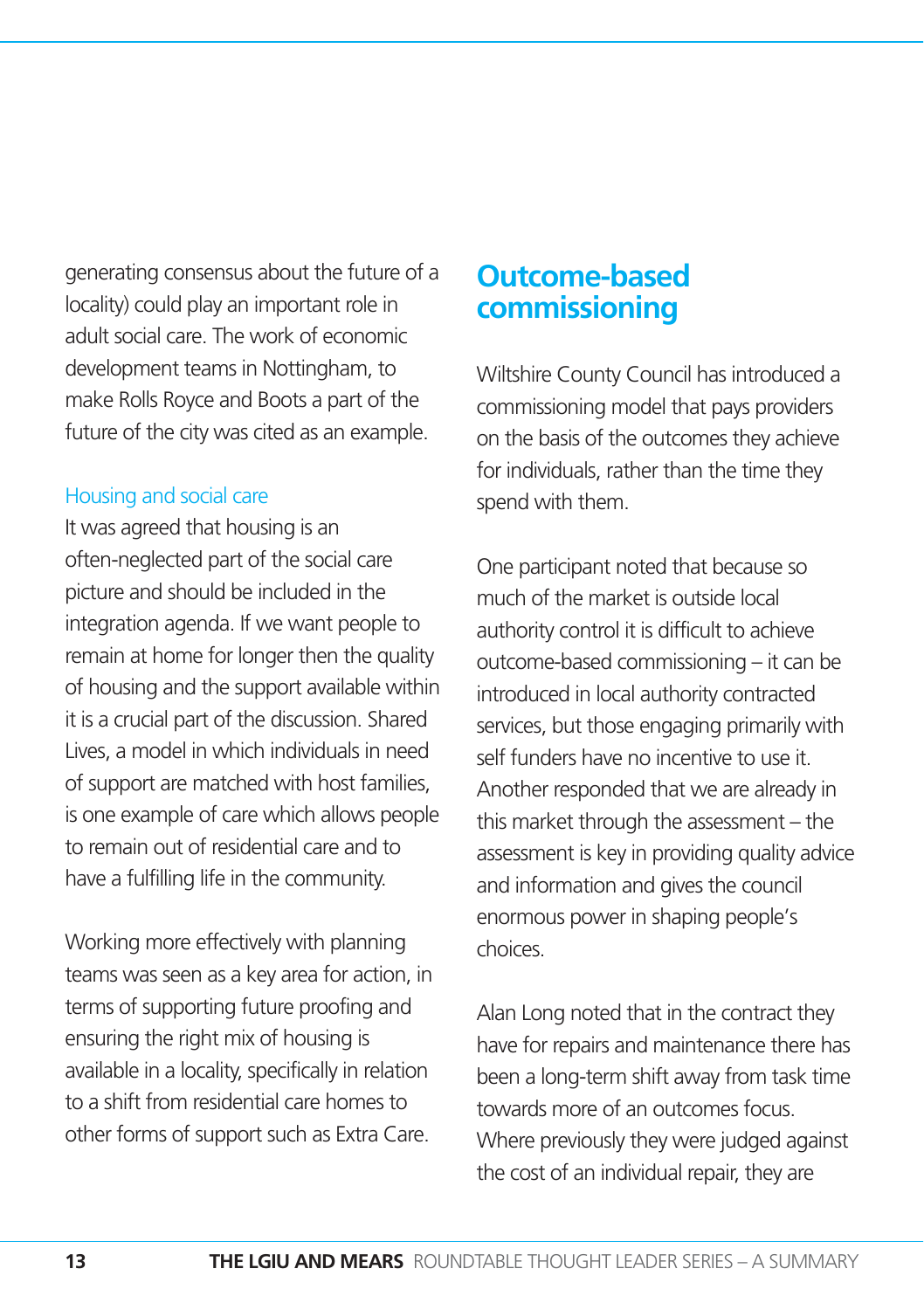generating consensus about the future of a locality) could play an important role in adult social care. The work of economic development teams in Nottingham, to make Rolls Royce and Boots a part of the future of the city was cited as an example.

### Housing and social care

It was agreed that housing is an often-neglected part of the social care picture and should be included in the integration agenda. If we want people to remain at home for longer then the quality of housing and the support available within it is a crucial part of the discussion. Shared Lives, a model in which individuals in need of support are matched with host families, is one example of care which allows people to remain out of residential care and to have a fulfilling life in the community.

Working more effectively with planning teams was seen as a key area for action, in terms of supporting future proofing and ensuring the right mix of housing is available in a locality, specifically in relation to a shift from residential care homes to other forms of support such as Extra Care.

## Outcome-based commissioning

Wiltshire County Council has introduced a commissioning model that pays providers on the basis of the outcomes they achieve for individuals, rather than the time they spend with them.

One participant noted that because so much of the market is outside local authority control it is difficult to achieve outcome-based commissioning – it can be introduced in local authority contracted services, but those engaging primarily with self funders have no incentive to use it. Another responded that we are already in this market through the assessment – the assessment is key in providing quality advice and information and gives the council enormous power in shaping people's choices.

Alan Long noted that in the contract they have for repairs and maintenance there has been a long-term shift away from task time towards more of an outcomes focus. Where previously they were judged against the cost of an individual repair, they are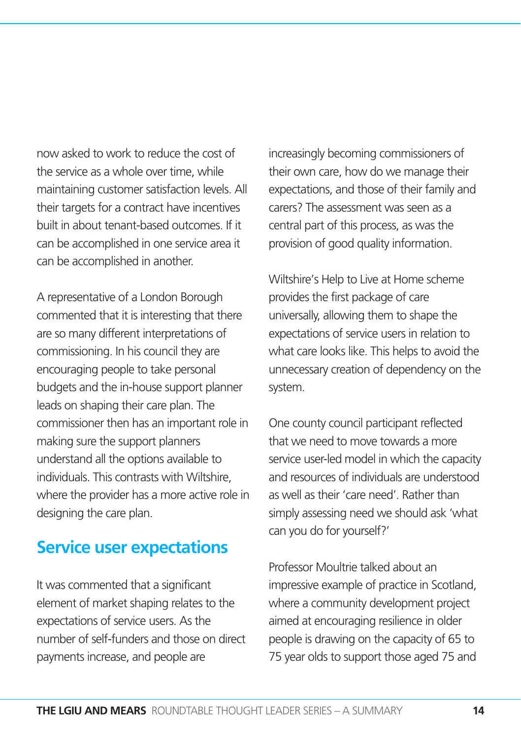now asked to work to reduce the cost of the service as a whole over time, while maintaining customer satisfaction levels. All their targets for a contract have incentives built in about tenant-based outcomes. If it can be accomplished in one service area it can be accomplished in another.

A representative of a London Borough commented that it is interesting that there are so many different interpretations of commissioning. In his council they are encouraging people to take personal budgets and the in-house support planner leads on shaping their care plan. The commissioner then has an important role in making sure the support planners understand all the options available to individuals. This contrasts with Wiltshire, where the provider has a more active role in designing the care plan.

## Service user expectations

It was commented that a significant element of market shaping relates to the expectations of service users. As the number of self-funders and those on direct payments increase, and people are increasingly becoming commissioners of their own care, how do we manage their expectations, and those of their family and carers? The assessment was seen as a central part of this process, as was the provision of good quality information.

Wiltshire's Help to Live at Home scheme provides the first package of care universally, allowing them to shape the expectations of service users in relation to what care looks like. This helps to avoid the unnecessary creation of dependency on the system.

One county council participant reflected that we need to move towards a more service user-led model in which the capacity and resources of individuals are understood as well as their 'care need'. Rather than simply assessing need we should ask 'what can you do for yourself?'

Professor Moultrie talked about an impressive example of practice in Scotland, where a community development project aimed at encouraging resilience in older people is drawing on the capacity of 65 to 75 year olds to support those aged 75 and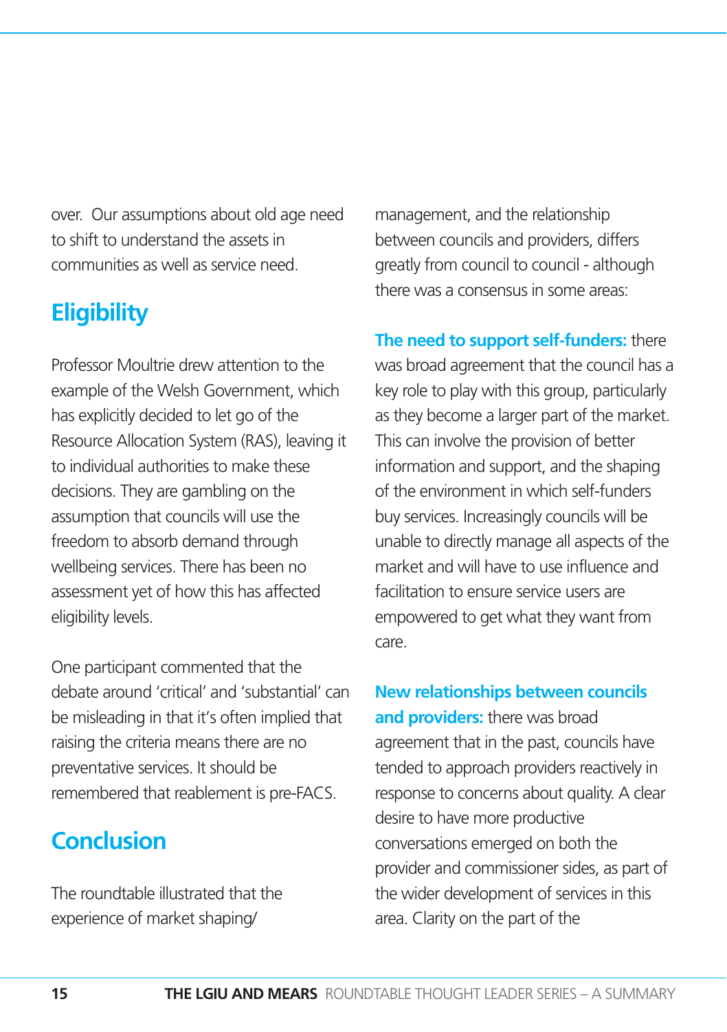over. Our assumptions about old age need to shift to understand the assets in communities as well as service need.

## Eligibility

Professor Moultrie drew attention to the example of the Welsh Government, which has explicitly decided to let go of the Resource Allocation System (RAS), leaving it to individual authorities to make these decisions. They are gambling on the assumption that councils will use the freedom to absorb demand through wellbeing services. There has been no assessment yet of how this has affected eligibility levels.

One participant commented that the debate around 'critical' and 'substantial' can be misleading in that it's often implied that raising the criteria means there are no preventative services. It should be remembered that reablement is pre-FACS.

## Conclusion

The roundtable illustrated that the experience of market shaping/ management, and the relationship between councils and providers, differs greatly from council to council - although there was a consensus in some areas:

**The need to support self-funders:** there was broad agreement that the council has a key role to play with this group, particularly as they become a larger part of the market. This can involve the provision of better information and support, and the shaping of the environment in which self-funders buy services. Increasingly councils will be unable to directly manage all aspects of the market and will have to use influence and facilitation to ensure service users are empowered to get what they want from care.

**New relationships between councils and providers:** there was broad agreement that in the past, councils have tended to approach providers reactively in response to concerns about quality. A clear desire to have more productive conversations emerged on both the provider and commissioner sides, as part of the wider development of services in this area. Clarity on the part of the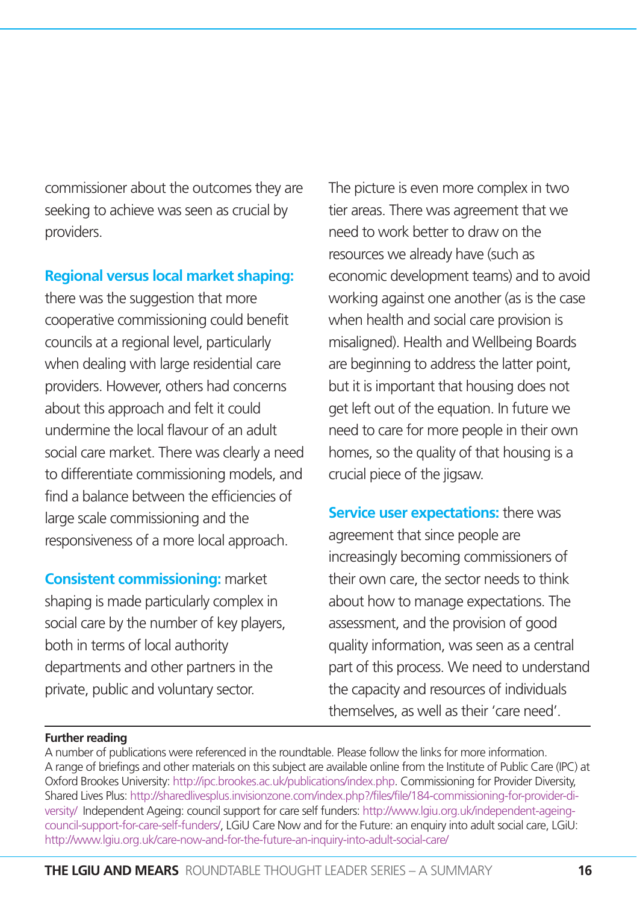commissioner about the outcomes they are seeking to achieve was seen as crucial by providers.

**Regional versus local market shaping:** there was the suggestion that more cooperative commissioning could benefit councils at a regional level, particularly when dealing with large residential care providers. However, others had concerns about this approach and felt it could undermine the local flavour of an adult social care market. There was clearly a need to differentiate commissioning models, and find a balance between the efficiencies of large scale commissioning and the responsiveness of a more local approach.

**Consistent commissioning:** market shaping is made particularly complex in social care by the number of key players, both in terms of local authority departments and other partners in the private, public and voluntary sector.

The picture is even more complex in two tier areas. There was agreement that we need to work better to draw on the resources we already have (such as economic development teams) and to avoid working against one another (as is the case when health and social care provision is misaligned). Health and Wellbeing Boards are beginning to address the latter point, but it is important that housing does not get left out of the equation. In future we need to care for more people in their own homes, so the quality of that housing is a crucial piece of the jigsaw.

**Service user expectations:** there was agreement that since people are increasingly becoming commissioners of their own care, the sector needs to think about how to manage expectations. The assessment, and the provision of good quality information, was seen as a central part of this process. We need to understand the capacity and resources of individuals themselves, as well as their 'care need'.

**Further reading**

A number of publications were referenced in the roundtable. Please follow the links for more information. A range of briefings and other materials on this subject are available online from the Institute of Public Care (IPC) at Oxford Brookes University: http://ipc.brookes.ac.uk/publications/index.php. Commissioning for Provider Diversity, Shared Lives Plus: http://sharedlivesplus.invisionzone.com/index.php?/files/file/184-commissioning-for-provider-diversity/ Independent Ageing: council support for care self funders: http://www.lgiu.org.uk/independent-ageing-council-support-for-care-self-funders/, LGiU Care Now and for the Future: an enquiry into adult social care, LGiU: http://www.lgiu.org.uk/care-now-and-for-the-future-an-inquiry-into-adult-social-care/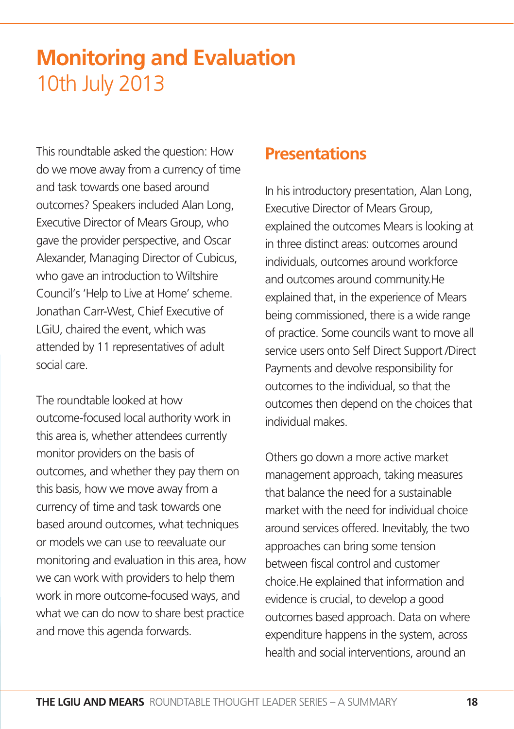# Monitoring and Evaluation
10th July 2013

This roundtable asked the question: How do we move away from a currency of time and task towards one based around outcomes? Speakers included Alan Long, Executive Director of Mears Group, who gave the provider perspective, and Oscar Alexander, Managing Director of Cubicus, who gave an introduction to Wiltshire Council's 'Help to Live at Home' scheme. Jonathan Carr-West, Chief Executive of LGiU, chaired the event, which was attended by 11 representatives of adult social care.

The roundtable looked at how outcome-focused local authority work in this area is, whether attendees currently monitor providers on the basis of outcomes, and whether they pay them on this basis, how we move away from a currency of time and task towards one based around outcomes, what techniques or models we can use to reevaluate our monitoring and evaluation in this area, how we can work with providers to help them work in more outcome-focused ways, and what we can do now to share best practice and move this agenda forwards.

## Presentations

In his introductory presentation, Alan Long, Executive Director of Mears Group, explained the outcomes Mears is looking at in three distinct areas: outcomes around individuals, outcomes around workforce and outcomes around community.He explained that, in the experience of Mears being commissioned, there is a wide range of practice. Some councils want to move all service users onto Self Direct Support /Direct Payments and devolve responsibility for outcomes to the individual, so that the outcomes then depend on the choices that individual makes.

Others go down a more active market management approach, taking measures that balance the need for a sustainable market with the need for individual choice around services offered. Inevitably, the two approaches can bring some tension between fiscal control and customer choice.He explained that information and evidence is crucial, to develop a good outcomes based approach. Data on where expenditure happens in the system, across health and social interventions, around an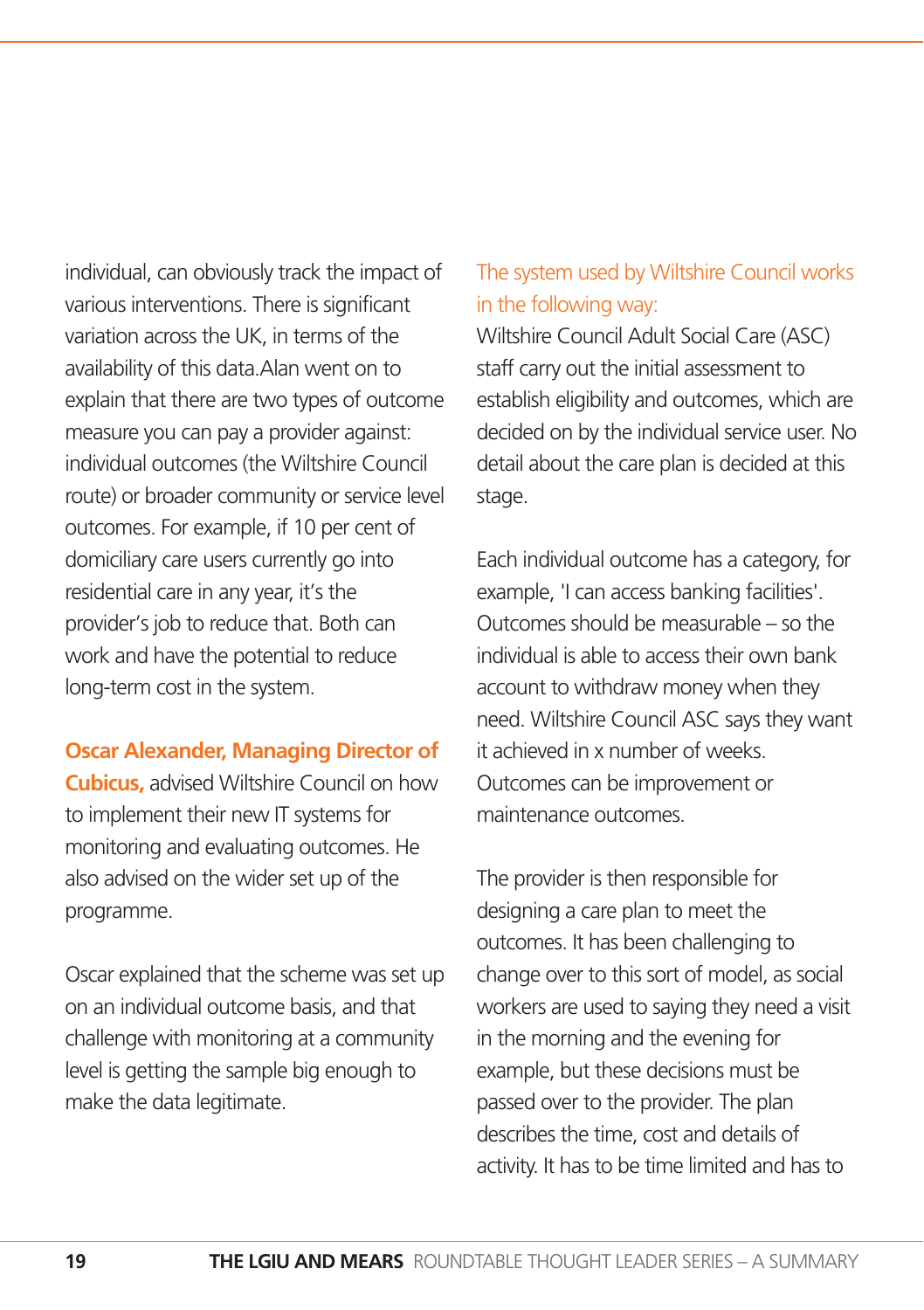individual, can obviously track the impact of various interventions. There is significant variation across the UK, in terms of the availability of this data.Alan went on to explain that there are two types of outcome measure you can pay a provider against: individual outcomes (the Wiltshire Council route) or broader community or service level outcomes. For example, if 10 per cent of domiciliary care users currently go into residential care in any year, it's the provider's job to reduce that. Both can work and have the potential to reduce long-term cost in the system.

**Oscar Alexander, Managing Director of Cubicus,** advised Wiltshire Council on how to implement their new IT systems for monitoring and evaluating outcomes. He also advised on the wider set up of the programme.

Oscar explained that the scheme was set up on an individual outcome basis, and that challenge with monitoring at a community level is getting the sample big enough to make the data legitimate.

The system used by Wiltshire Council works in the following way:

Wiltshire Council Adult Social Care (ASC) staff carry out the initial assessment to establish eligibility and outcomes, which are decided on by the individual service user. No detail about the care plan is decided at this stage.

Each individual outcome has a category, for example, 'I can access banking facilities'. Outcomes should be measurable – so the individual is able to access their own bank account to withdraw money when they need. Wiltshire Council ASC says they want it achieved in x number of weeks. Outcomes can be improvement or maintenance outcomes.

The provider is then responsible for designing a care plan to meet the outcomes. It has been challenging to change over to this sort of model, as social workers are used to saying they need a visit in the morning and the evening for example, but these decisions must be passed over to the provider. The plan describes the time, cost and details of activity. It has to be time limited and has to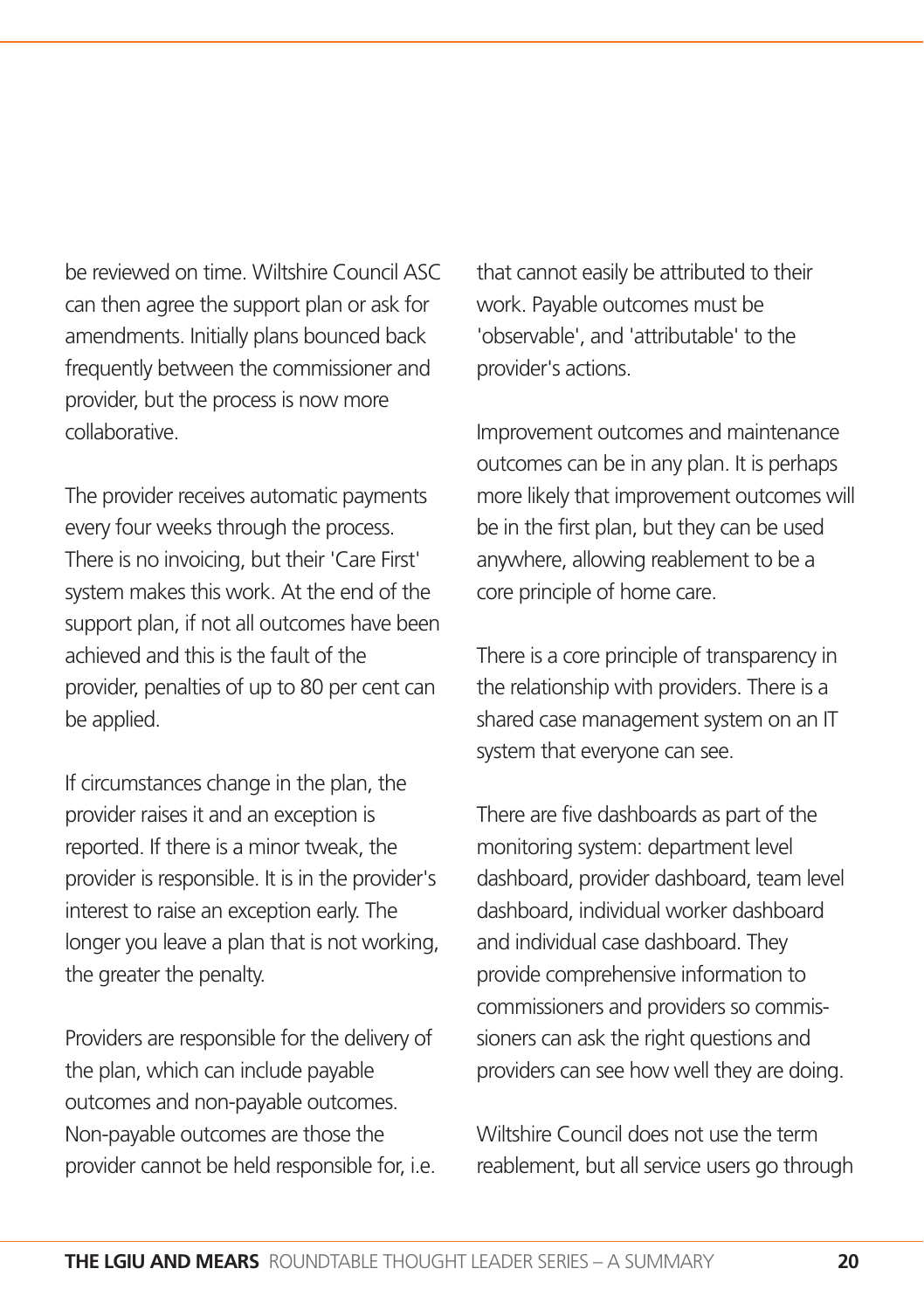be reviewed on time. Wiltshire Council ASC can then agree the support plan or ask for amendments. Initially plans bounced back frequently between the commissioner and provider, but the process is now more collaborative.

The provider receives automatic payments every four weeks through the process. There is no invoicing, but their 'Care First' system makes this work. At the end of the support plan, if not all outcomes have been achieved and this is the fault of the provider, penalties of up to 80 per cent can be applied.

If circumstances change in the plan, the provider raises it and an exception is reported. If there is a minor tweak, the provider is responsible. It is in the provider's interest to raise an exception early. The longer you leave a plan that is not working, the greater the penalty.

Providers are responsible for the delivery of the plan, which can include payable outcomes and non-payable outcomes. Non-payable outcomes are those the provider cannot be held responsible for, i.e. that cannot easily be attributed to their work. Payable outcomes must be 'observable', and 'attributable' to the provider's actions.

Improvement outcomes and maintenance outcomes can be in any plan. It is perhaps more likely that improvement outcomes will be in the first plan, but they can be used anywhere, allowing reablement to be a core principle of home care.

There is a core principle of transparency in the relationship with providers. There is a shared case management system on an IT system that everyone can see.

There are five dashboards as part of the monitoring system: department level dashboard, provider dashboard, team level dashboard, individual worker dashboard and individual case dashboard. They provide comprehensive information to commissioners and providers so commissioners can ask the right questions and providers can see how well they are doing.

Wiltshire Council does not use the term reablement, but all service users go through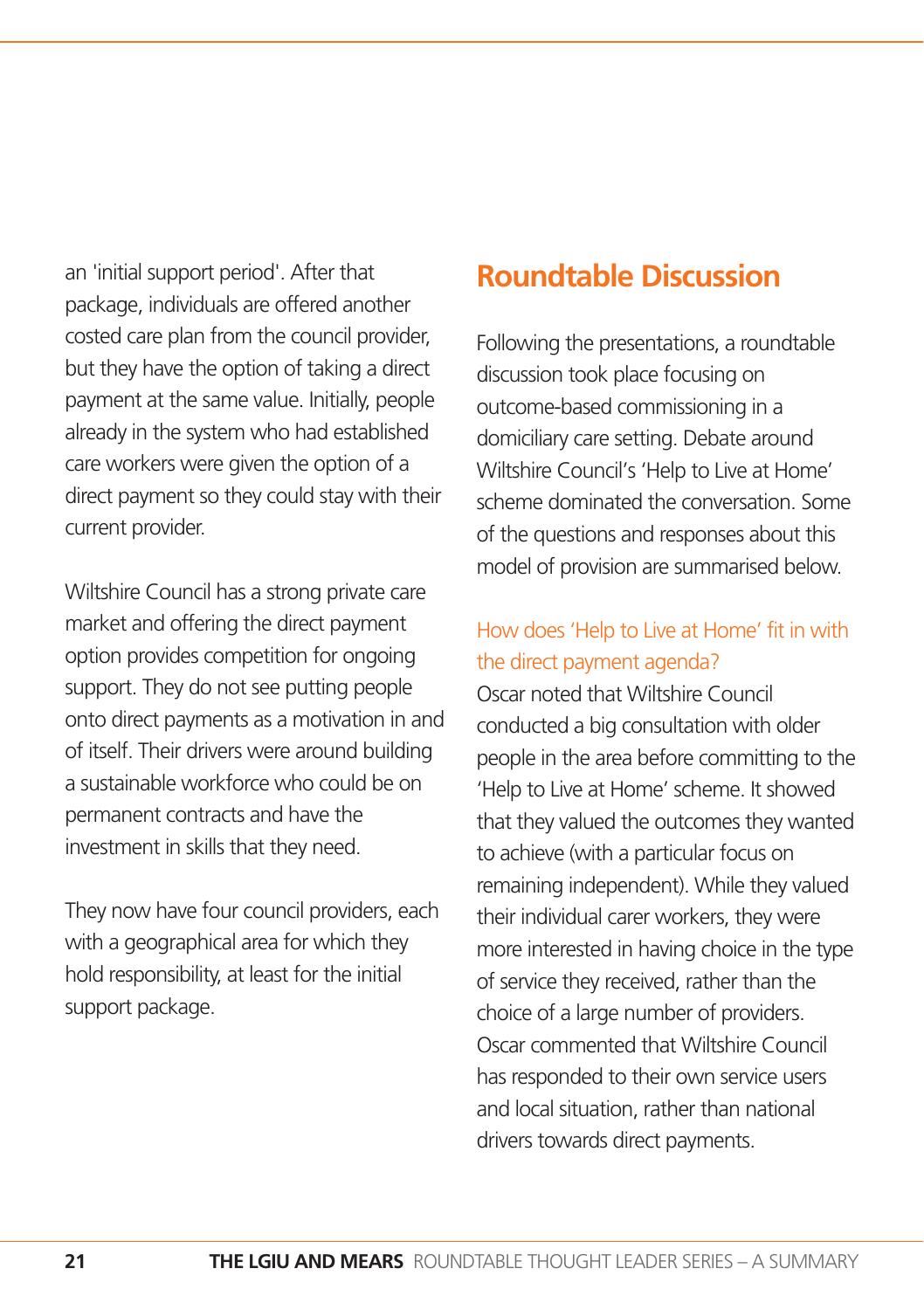an 'initial support period'. After that package, individuals are offered another costed care plan from the council provider, but they have the option of taking a direct payment at the same value. Initially, people already in the system who had established care workers were given the option of a direct payment so they could stay with their current provider.

Wiltshire Council has a strong private care market and offering the direct payment option provides competition for ongoing support. They do not see putting people onto direct payments as a motivation in and of itself. Their drivers were around building a sustainable workforce who could be on permanent contracts and have the investment in skills that they need.

They now have four council providers, each with a geographical area for which they hold responsibility, at least for the initial support package.

## Roundtable Discussion

Following the presentations, a roundtable discussion took place focusing on outcome-based commissioning in a domiciliary care setting. Debate around Wiltshire Council's 'Help to Live at Home' scheme dominated the conversation. Some of the questions and responses about this model of provision are summarised below.

### How does 'Help to Live at Home' fit in with the direct payment agenda?

Oscar noted that Wiltshire Council conducted a big consultation with older people in the area before committing to the 'Help to Live at Home' scheme. It showed that they valued the outcomes they wanted to achieve (with a particular focus on remaining independent). While they valued their individual carer workers, they were more interested in having choice in the type of service they received, rather than the choice of a large number of providers. Oscar commented that Wiltshire Council has responded to their own service users and local situation, rather than national drivers towards direct payments.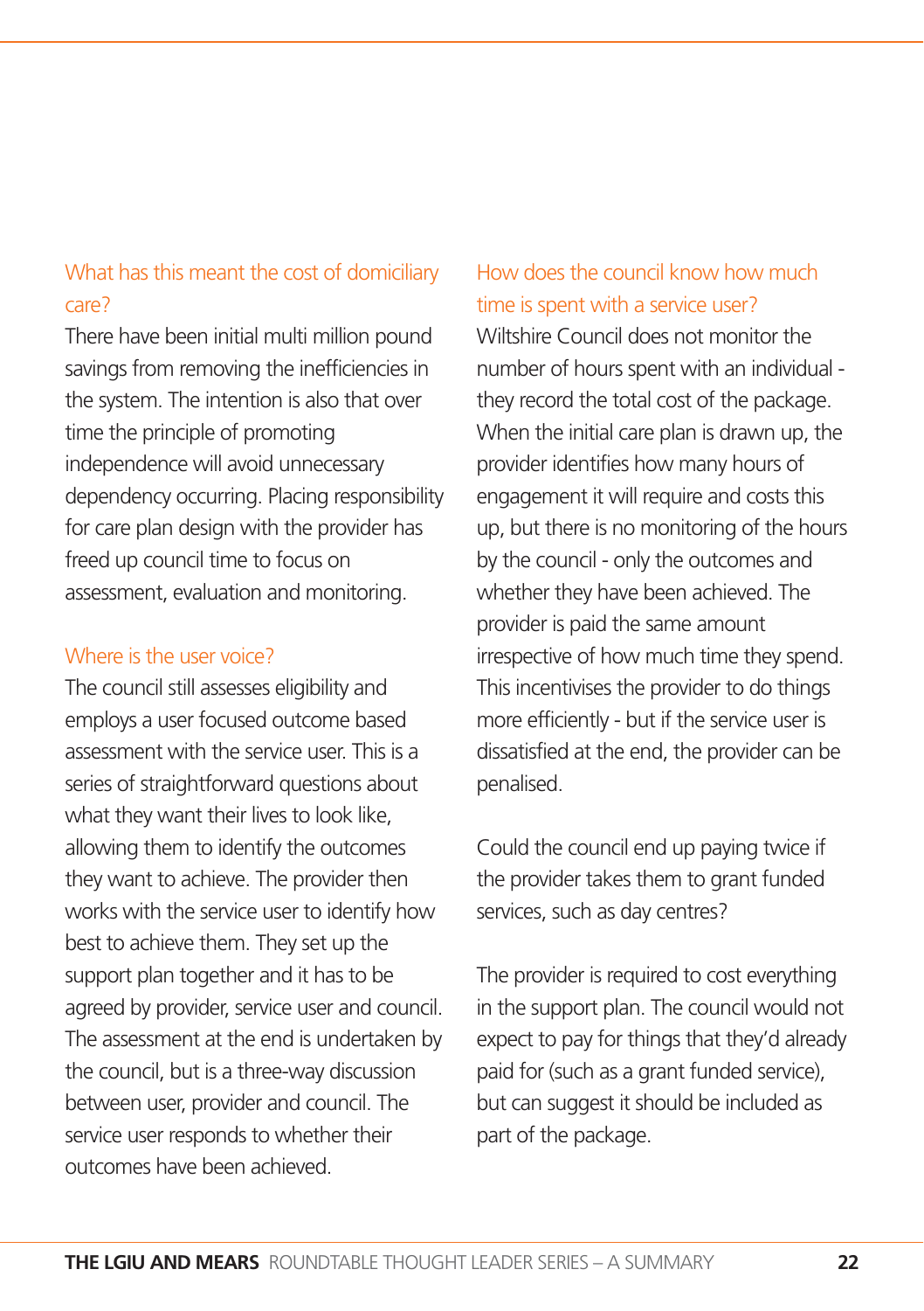### What has this meant the cost of domiciliary care?

There have been initial multi million pound savings from removing the inefficiencies in the system. The intention is also that over time the principle of promoting independence will avoid unnecessary dependency occurring. Placing responsibility for care plan design with the provider has freed up council time to focus on assessment, evaluation and monitoring.

### Where is the user voice?

The council still assesses eligibility and employs a user focused outcome based assessment with the service user. This is a series of straightforward questions about what they want their lives to look like, allowing them to identify the outcomes they want to achieve. The provider then works with the service user to identify how best to achieve them. They set up the support plan together and it has to be agreed by provider, service user and council. The assessment at the end is undertaken by the council, but is a three-way discussion between user, provider and council. The service user responds to whether their outcomes have been achieved.

### How does the council know how much time is spent with a service user?

Wiltshire Council does not monitor the number of hours spent with an individual - they record the total cost of the package. When the initial care plan is drawn up, the provider identifies how many hours of engagement it will require and costs this up, but there is no monitoring of the hours by the council - only the outcomes and whether they have been achieved. The provider is paid the same amount irrespective of how much time they spend. This incentivises the provider to do things more efficiently - but if the service user is dissatisfied at the end, the provider can be penalised.

Could the council end up paying twice if the provider takes them to grant funded services, such as day centres?

The provider is required to cost everything in the support plan. The council would not expect to pay for things that they'd already paid for (such as a grant funded service), but can suggest it should be included as part of the package.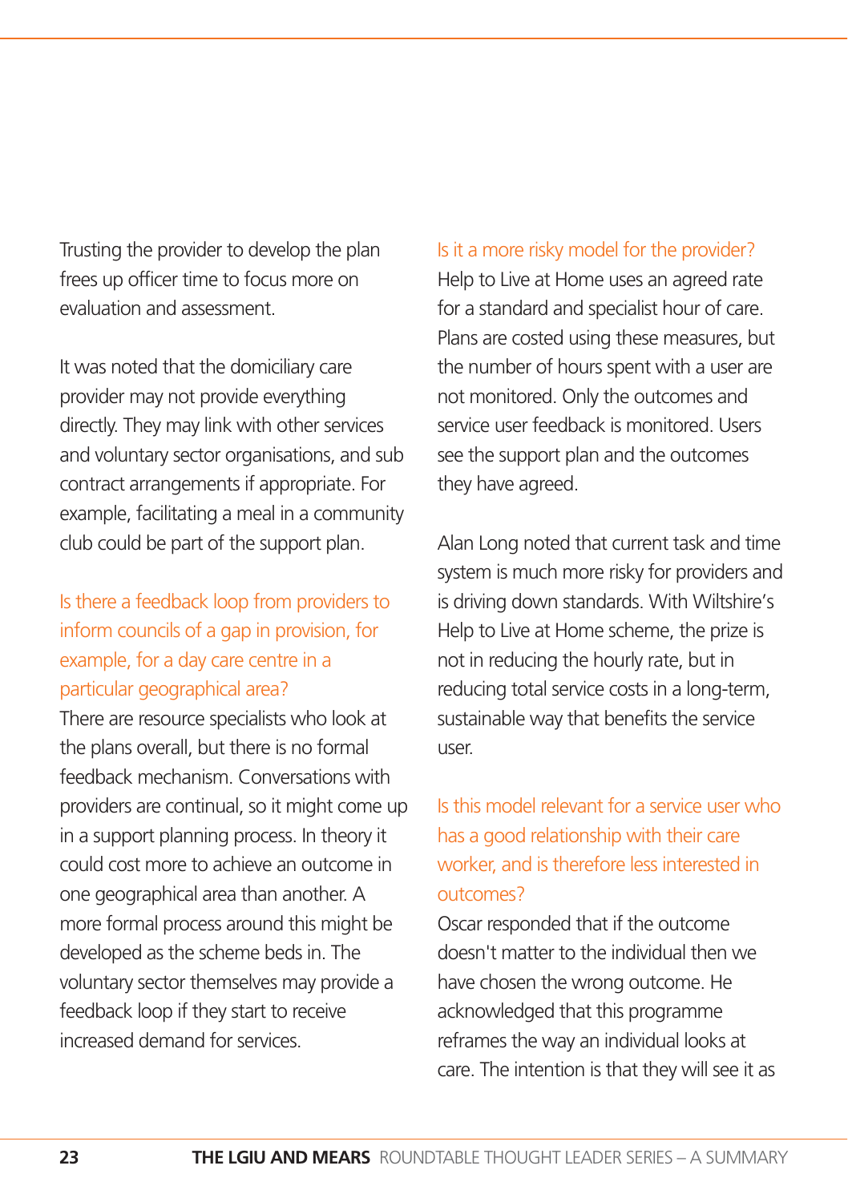Trusting the provider to develop the plan frees up officer time to focus more on evaluation and assessment.

It was noted that the domiciliary care provider may not provide everything directly. They may link with other services and voluntary sector organisations, and sub contract arrangements if appropriate. For example, facilitating a meal in a community club could be part of the support plan.

### Is there a feedback loop from providers to inform councils of a gap in provision, for example, for a day care centre in a particular geographical area?

There are resource specialists who look at the plans overall, but there is no formal feedback mechanism. Conversations with providers are continual, so it might come up in a support planning process. In theory it could cost more to achieve an outcome in one geographical area than another. A more formal process around this might be developed as the scheme beds in. The voluntary sector themselves may provide a feedback loop if they start to receive increased demand for services.

### Is it a more risky model for the provider?

Help to Live at Home uses an agreed rate for a standard and specialist hour of care. Plans are costed using these measures, but the number of hours spent with a user are not monitored. Only the outcomes and service user feedback is monitored. Users see the support plan and the outcomes they have agreed.

Alan Long noted that current task and time system is much more risky for providers and is driving down standards. With Wiltshire's Help to Live at Home scheme, the prize is not in reducing the hourly rate, but in reducing total service costs in a long-term, sustainable way that benefits the service user.

### Is this model relevant for a service user who has a good relationship with their care worker, and is therefore less interested in outcomes?

Oscar responded that if the outcome doesn't matter to the individual then we have chosen the wrong outcome. He acknowledged that this programme reframes the way an individual looks at care. The intention is that they will see it as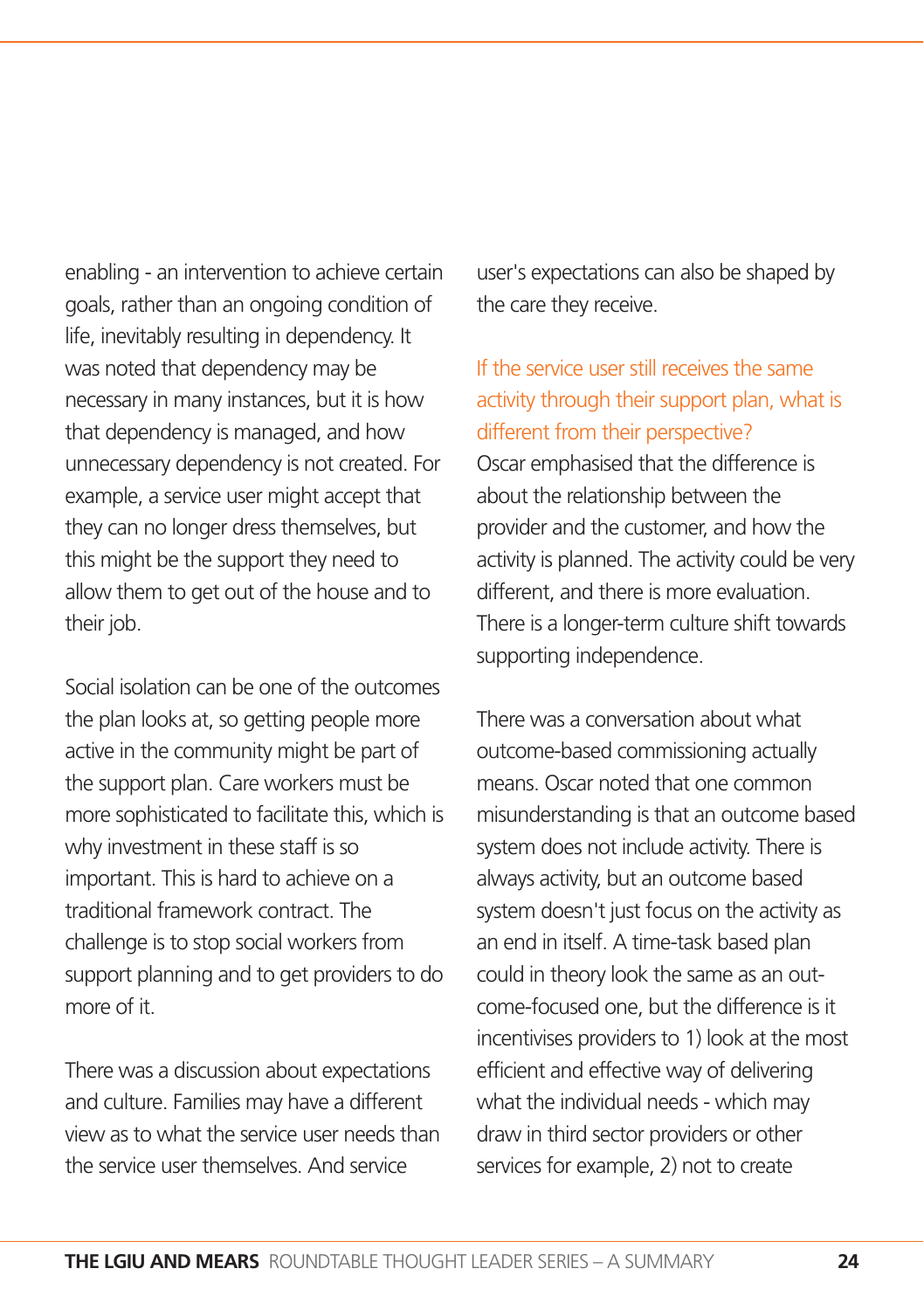enabling - an intervention to achieve certain goals, rather than an ongoing condition of life, inevitably resulting in dependency. It was noted that dependency may be necessary in many instances, but it is how that dependency is managed, and how unnecessary dependency is not created. For example, a service user might accept that they can no longer dress themselves, but this might be the support they need to allow them to get out of the house and to their job.

Social isolation can be one of the outcomes the plan looks at, so getting people more active in the community might be part of the support plan. Care workers must be more sophisticated to facilitate this, which is why investment in these staff is so important. This is hard to achieve on a traditional framework contract. The challenge is to stop social workers from support planning and to get providers to do more of it.

There was a discussion about expectations and culture. Families may have a different view as to what the service user needs than the service user themselves. And service user's expectations can also be shaped by the care they receive.

### If the service user still receives the same activity through their support plan, what is different from their perspective?

Oscar emphasised that the difference is about the relationship between the provider and the customer, and how the activity is planned. The activity could be very different, and there is more evaluation. There is a longer-term culture shift towards supporting independence.

There was a conversation about what outcome-based commissioning actually means. Oscar noted that one common misunderstanding is that an outcome based system does not include activity. There is always activity, but an outcome based system doesn't just focus on the activity as an end in itself. A time-task based plan could in theory look the same as an outcome-focused one, but the difference is it incentivises providers to 1) look at the most efficient and effective way of delivering what the individual needs - which may draw in third sector providers or other services for example, 2) not to create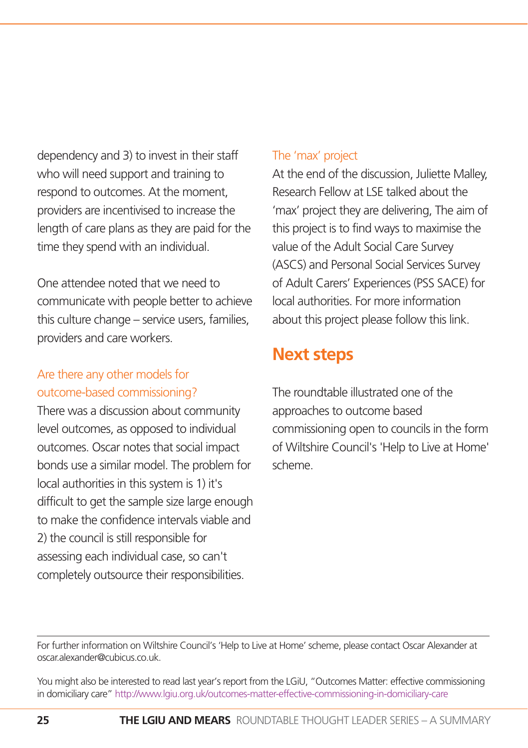dependency and 3) to invest in their staff who will need support and training to respond to outcomes. At the moment, providers are incentivised to increase the length of care plans as they are paid for the time they spend with an individual.

One attendee noted that we need to communicate with people better to achieve this culture change – service users, families, providers and care workers.

### Are there any other models for outcome-based commissioning?

There was a discussion about community level outcomes, as opposed to individual outcomes. Oscar notes that social impact bonds use a similar model. The problem for local authorities in this system is 1) it's difficult to get the sample size large enough to make the confidence intervals viable and 2) the council is still responsible for assessing each individual case, so can't completely outsource their responsibilities.

### The 'max' project

At the end of the discussion, Juliette Malley, Research Fellow at LSE talked about the 'max' project they are delivering, The aim of this project is to find ways to maximise the value of the Adult Social Care Survey (ASCS) and Personal Social Services Survey of Adult Carers' Experiences (PSS SACE) for local authorities. For more information about this project please follow this link.

## Next steps

The roundtable illustrated one of the approaches to outcome based commissioning open to councils in the form of Wiltshire Council's 'Help to Live at Home' scheme.

---

For further information on Wiltshire Council's 'Help to Live at Home' scheme, please contact Oscar Alexander at oscar.alexander@cubicus.co.uk.

You might also be interested to read last year's report from the LGiU, "Outcomes Matter: effective commissioning in domiciliary care" http://www.lgiu.org.uk/outcomes-matter-effective-commissioning-in-domiciliary-care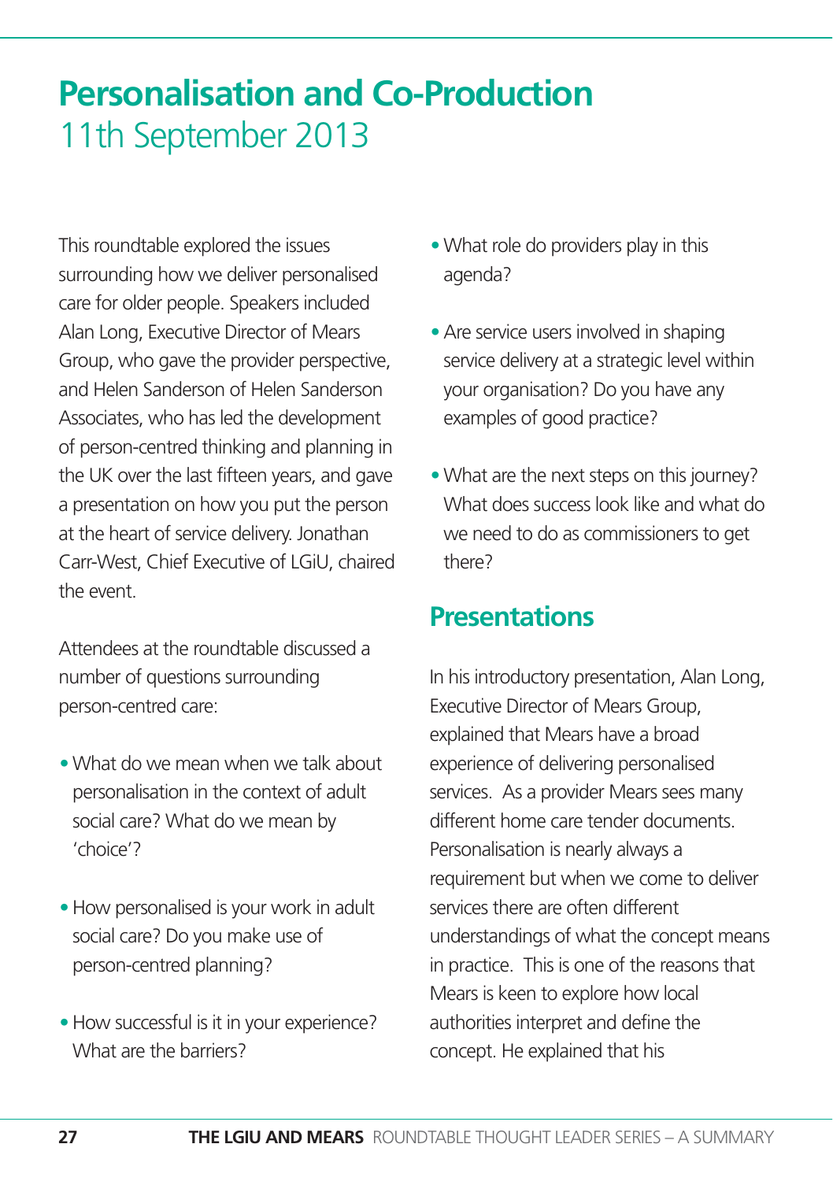# Personalisation and Co-Production

## 11th September 2013

This roundtable explored the issues surrounding how we deliver personalised care for older people. Speakers included Alan Long, Executive Director of Mears Group, who gave the provider perspective, and Helen Sanderson of Helen Sanderson Associates, who has led the development of person-centred thinking and planning in the UK over the last fifteen years, and gave a presentation on how you put the person at the heart of service delivery. Jonathan Carr-West, Chief Executive of LGiU, chaired the event.

Attendees at the roundtable discussed a number of questions surrounding person-centred care:

- What do we mean when we talk about personalisation in the context of adult social care? What do we mean by 'choice'?
- How personalised is your work in adult social care? Do you make use of person-centred planning?
- How successful is it in your experience? What are the barriers?
- What role do providers play in this agenda?
- Are service users involved in shaping service delivery at a strategic level within your organisation? Do you have any examples of good practice?
- What are the next steps on this journey? What does success look like and what do we need to do as commissioners to get there?

## Presentations

In his introductory presentation, Alan Long, Executive Director of Mears Group, explained that Mears have a broad experience of delivering personalised services. As a provider Mears sees many different home care tender documents. Personalisation is nearly always a requirement but when we come to deliver services there are often different understandings of what the concept means in practice. This is one of the reasons that Mears is keen to explore how local authorities interpret and define the concept. He explained that his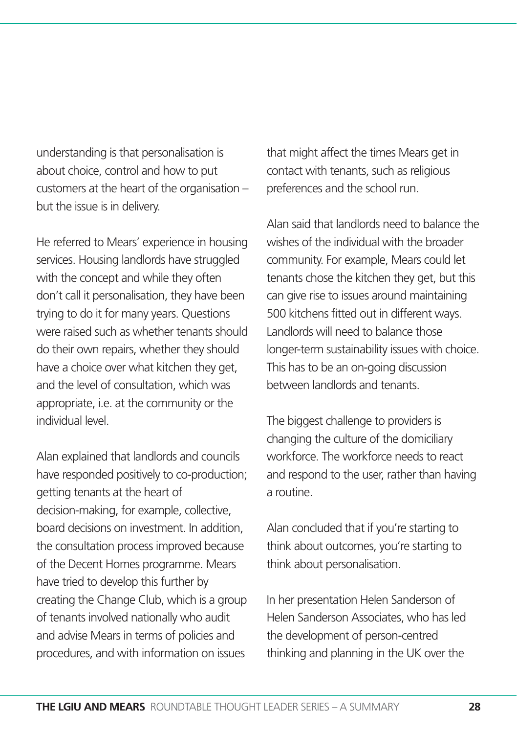understanding is that personalisation is about choice, control and how to put customers at the heart of the organisation – but the issue is in delivery.

He referred to Mears' experience in housing services. Housing landlords have struggled with the concept and while they often don't call it personalisation, they have been trying to do it for many years. Questions were raised such as whether tenants should do their own repairs, whether they should have a choice over what kitchen they get, and the level of consultation, which was appropriate, i.e. at the community or the individual level.

Alan explained that landlords and councils have responded positively to co-production; getting tenants at the heart of decision-making, for example, collective, board decisions on investment. In addition, the consultation process improved because of the Decent Homes programme. Mears have tried to develop this further by creating the Change Club, which is a group of tenants involved nationally who audit and advise Mears in terms of policies and procedures, and with information on issues that might affect the times Mears get in contact with tenants, such as religious preferences and the school run.

Alan said that landlords need to balance the wishes of the individual with the broader community. For example, Mears could let tenants chose the kitchen they get, but this can give rise to issues around maintaining 500 kitchens fitted out in different ways. Landlords will need to balance those longer-term sustainability issues with choice. This has to be an on-going discussion between landlords and tenants.

The biggest challenge to providers is changing the culture of the domiciliary workforce. The workforce needs to react and respond to the user, rather than having a routine.

Alan concluded that if you're starting to think about outcomes, you're starting to think about personalisation.

In her presentation Helen Sanderson of Helen Sanderson Associates, who has led the development of person-centred thinking and planning in the UK over the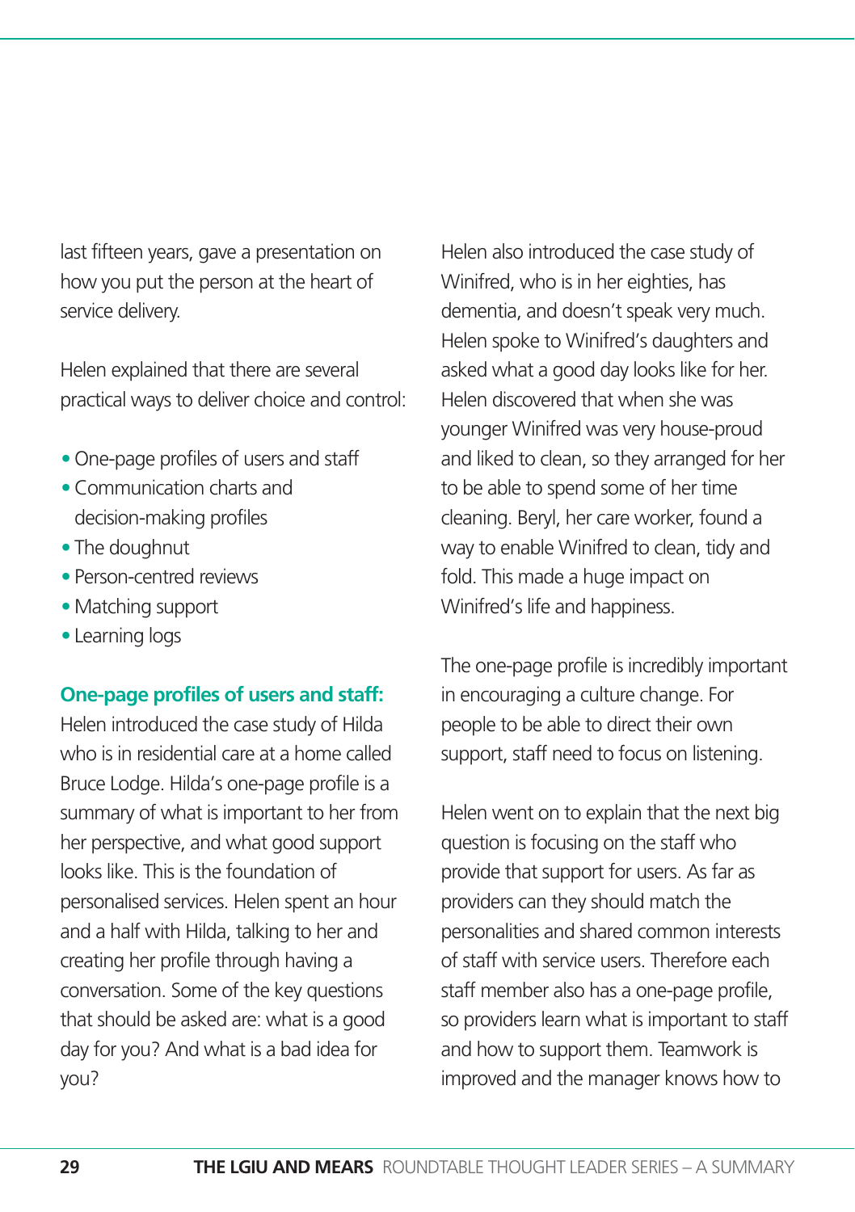last fifteen years, gave a presentation on how you put the person at the heart of service delivery.

Helen explained that there are several practical ways to deliver choice and control:

- One-page profiles of users and staff
- Communication charts and decision-making profiles
- The doughnut
- Person-centred reviews
- Matching support
- Learning logs

**One-page profiles of users and staff:** Helen introduced the case study of Hilda who is in residential care at a home called Bruce Lodge. Hilda's one-page profile is a summary of what is important to her from her perspective, and what good support looks like. This is the foundation of personalised services. Helen spent an hour and a half with Hilda, talking to her and creating her profile through having a conversation. Some of the key questions that should be asked are: what is a good day for you? And what is a bad idea for you?

Helen also introduced the case study of Winifred, who is in her eighties, has dementia, and doesn't speak very much. Helen spoke to Winifred's daughters and asked what a good day looks like for her. Helen discovered that when she was younger Winifred was very house-proud and liked to clean, so they arranged for her to be able to spend some of her time cleaning. Beryl, her care worker, found a way to enable Winifred to clean, tidy and fold. This made a huge impact on Winifred's life and happiness.

The one-page profile is incredibly important in encouraging a culture change. For people to be able to direct their own support, staff need to focus on listening.

Helen went on to explain that the next big question is focusing on the staff who provide that support for users. As far as providers can they should match the personalities and shared common interests of staff with service users. Therefore each staff member also has a one-page profile, so providers learn what is important to staff and how to support them. Teamwork is improved and the manager knows how to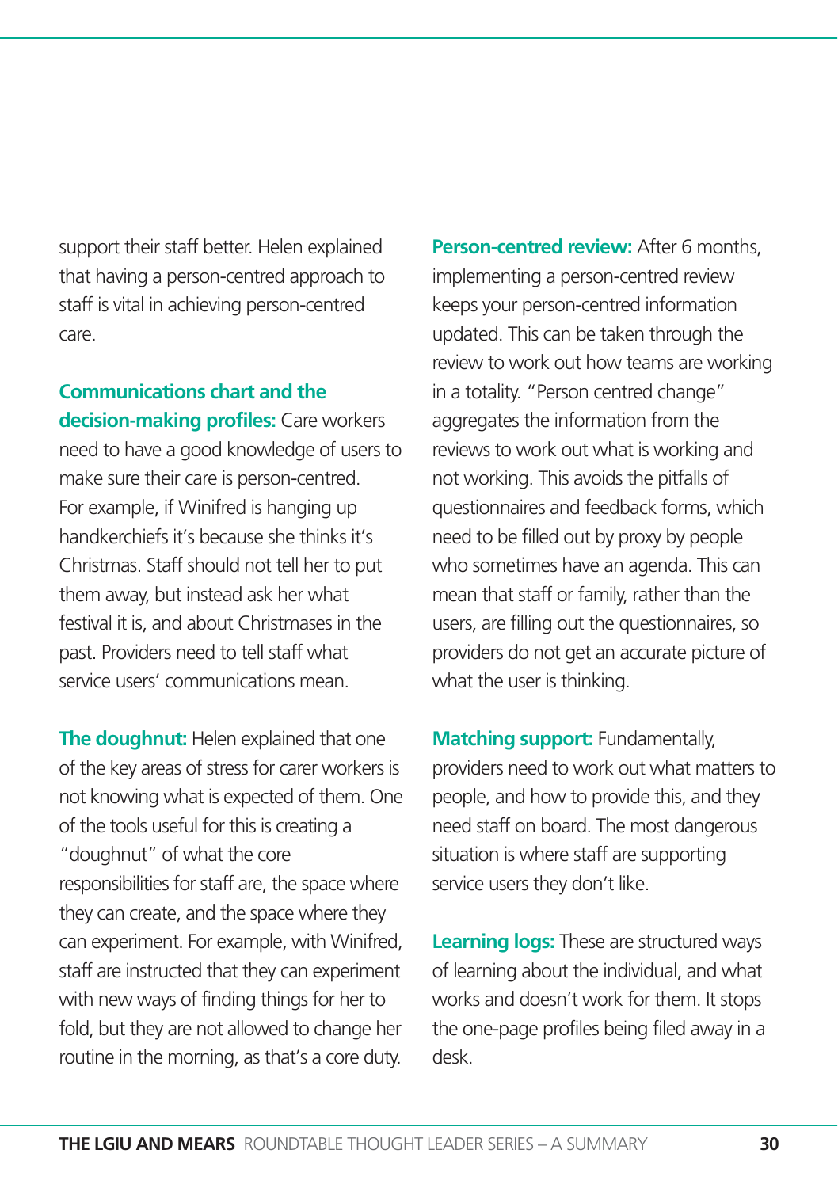support their staff better. Helen explained that having a person-centred approach to staff is vital in achieving person-centred care.

**Communications chart and the decision-making profiles:** Care workers need to have a good knowledge of users to make sure their care is person-centred. For example, if Winifred is hanging up handkerchiefs it's because she thinks it's Christmas. Staff should not tell her to put them away, but instead ask her what festival it is, and about Christmases in the past. Providers need to tell staff what service users' communications mean.

**The doughnut:** Helen explained that one of the key areas of stress for carer workers is not knowing what is expected of them. One of the tools useful for this is creating a "doughnut" of what the core responsibilities for staff are, the space where they can create, and the space where they can experiment. For example, with Winifred, staff are instructed that they can experiment with new ways of finding things for her to fold, but they are not allowed to change her routine in the morning, as that's a core duty.

**Person-centred review:** After 6 months, implementing a person-centred review keeps your person-centred information updated. This can be taken through the review to work out how teams are working in a totality. "Person centred change" aggregates the information from the reviews to work out what is working and not working. This avoids the pitfalls of questionnaires and feedback forms, which need to be filled out by proxy by people who sometimes have an agenda. This can mean that staff or family, rather than the users, are filling out the questionnaires, so providers do not get an accurate picture of what the user is thinking.

**Matching support:** Fundamentally, providers need to work out what matters to people, and how to provide this, and they need staff on board. The most dangerous situation is where staff are supporting service users they don't like.

**Learning logs:** These are structured ways of learning about the individual, and what works and doesn't work for them. It stops the one-page profiles being filed away in a desk.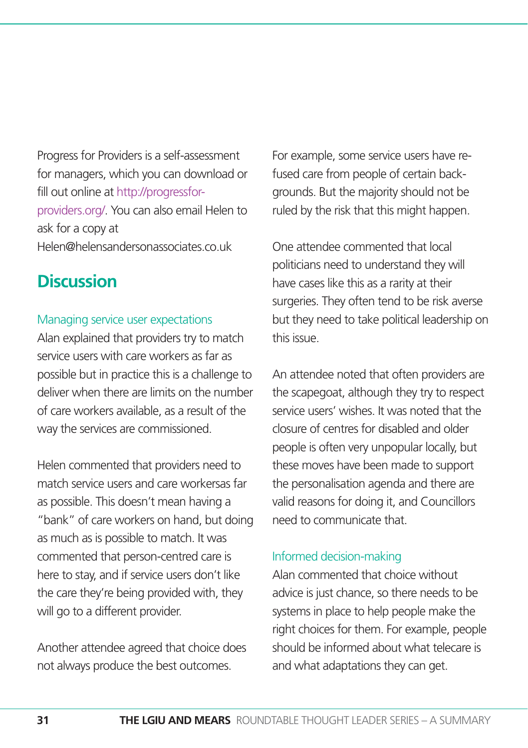Progress for Providers is a self-assessment for managers, which you can download or fill out online at http://progressfor-providers.org/. You can also email Helen to ask for a copy at Helen@helensandersonassociates.co.uk

## Discussion

### Managing service user expectations

Alan explained that providers try to match service users with care workers as far as possible but in practice this is a challenge to deliver when there are limits on the number of care workers available, as a result of the way the services are commissioned.

Helen commented that providers need to match service users and care workersas far as possible. This doesn't mean having a "bank" of care workers on hand, but doing as much as is possible to match. It was commented that person-centred care is here to stay, and if service users don't like the care they're being provided with, they will go to a different provider.

Another attendee agreed that choice does not always produce the best outcomes. For example, some service users have refused care from people of certain backgrounds. But the majority should not be ruled by the risk that this might happen.

One attendee commented that local politicians need to understand they will have cases like this as a rarity at their surgeries. They often tend to be risk averse but they need to take political leadership on this issue.

An attendee noted that often providers are the scapegoat, although they try to respect service users' wishes. It was noted that the closure of centres for disabled and older people is often very unpopular locally, but these moves have been made to support the personalisation agenda and there are valid reasons for doing it, and Councillors need to communicate that.

### Informed decision-making

Alan commented that choice without advice is just chance, so there needs to be systems in place to help people make the right choices for them. For example, people should be informed about what telecare is and what adaptations they can get.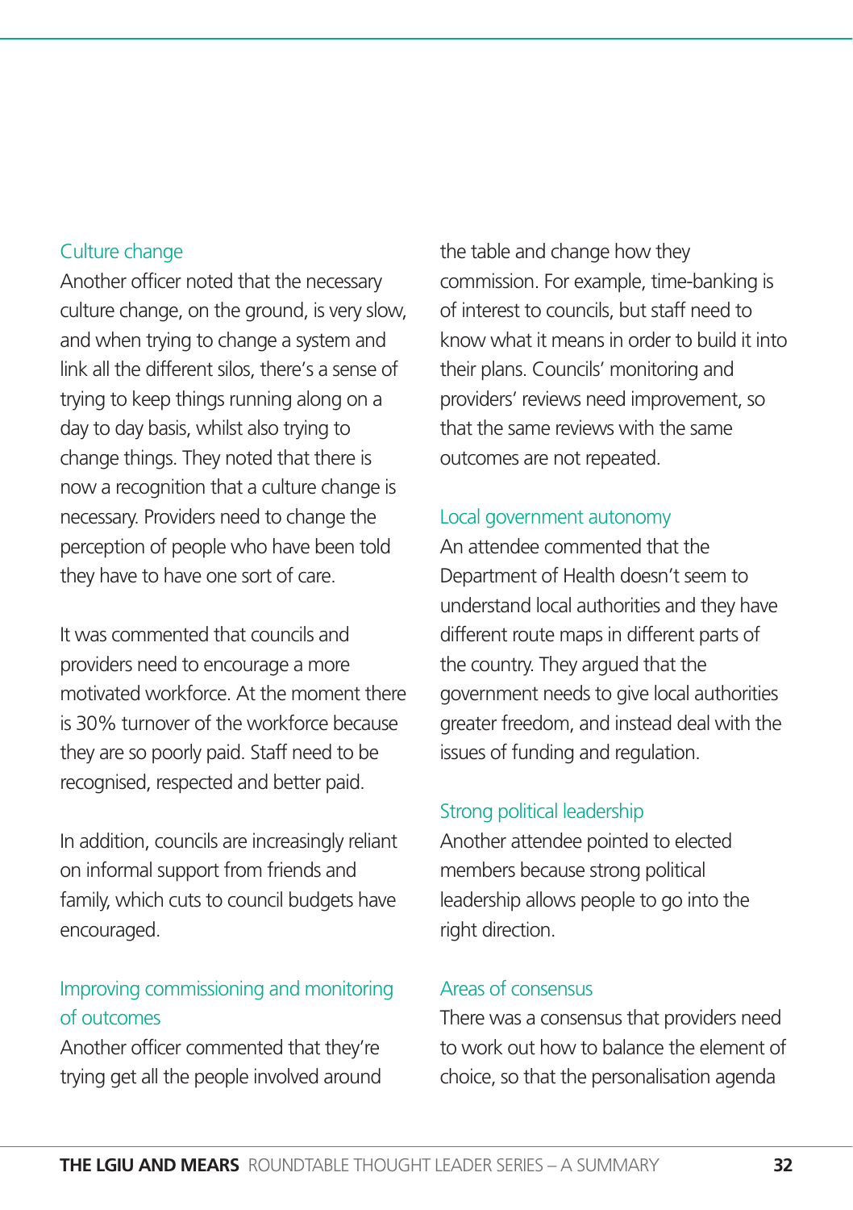### Culture change

Another officer noted that the necessary culture change, on the ground, is very slow, and when trying to change a system and link all the different silos, there's a sense of trying to keep things running along on a day to day basis, whilst also trying to change things. They noted that there is now a recognition that a culture change is necessary. Providers need to change the perception of people who have been told they have to have one sort of care.

It was commented that councils and providers need to encourage a more motivated workforce. At the moment there is 30% turnover of the workforce because they are so poorly paid. Staff need to be recognised, respected and better paid.

In addition, councils are increasingly reliant on informal support from friends and family, which cuts to council budgets have encouraged.

### Improving commissioning and monitoring of outcomes

Another officer commented that they're trying get all the people involved around the table and change how they commission. For example, time-banking is of interest to councils, but staff need to know what it means in order to build it into their plans. Councils' monitoring and providers' reviews need improvement, so that the same reviews with the same outcomes are not repeated.

### Local government autonomy

An attendee commented that the Department of Health doesn't seem to understand local authorities and they have different route maps in different parts of the country. They argued that the government needs to give local authorities greater freedom, and instead deal with the issues of funding and regulation.

### Strong political leadership

Another attendee pointed to elected members because strong political leadership allows people to go into the right direction.

### Areas of consensus

There was a consensus that providers need to work out how to balance the element of choice, so that the personalisation agenda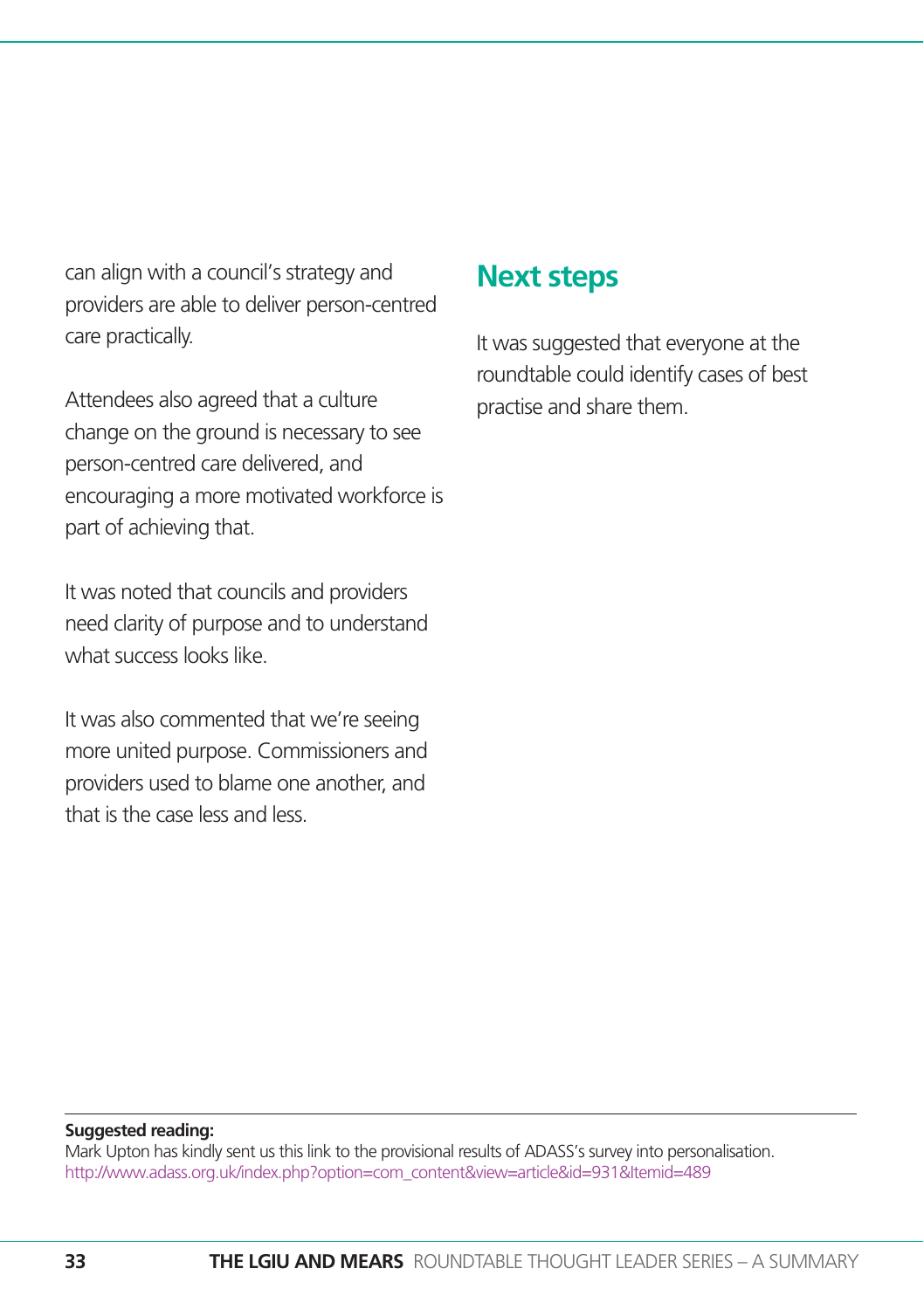can align with a council's strategy and providers are able to deliver person-centred care practically.

Attendees also agreed that a culture change on the ground is necessary to see person-centred care delivered, and encouraging a more motivated workforce is part of achieving that.

It was noted that councils and providers need clarity of purpose and to understand what success looks like.

It was also commented that we're seeing more united purpose. Commissioners and providers used to blame one another, and that is the case less and less.

## Next steps

It was suggested that everyone at the roundtable could identify cases of best practise and share them.

---

**Suggested reading:**
Mark Upton has kindly sent us this link to the provisional results of ADASS's survey into personalisation.
http://www.adass.org.uk/index.php?option=com_content&view=article&id=931&Itemid=489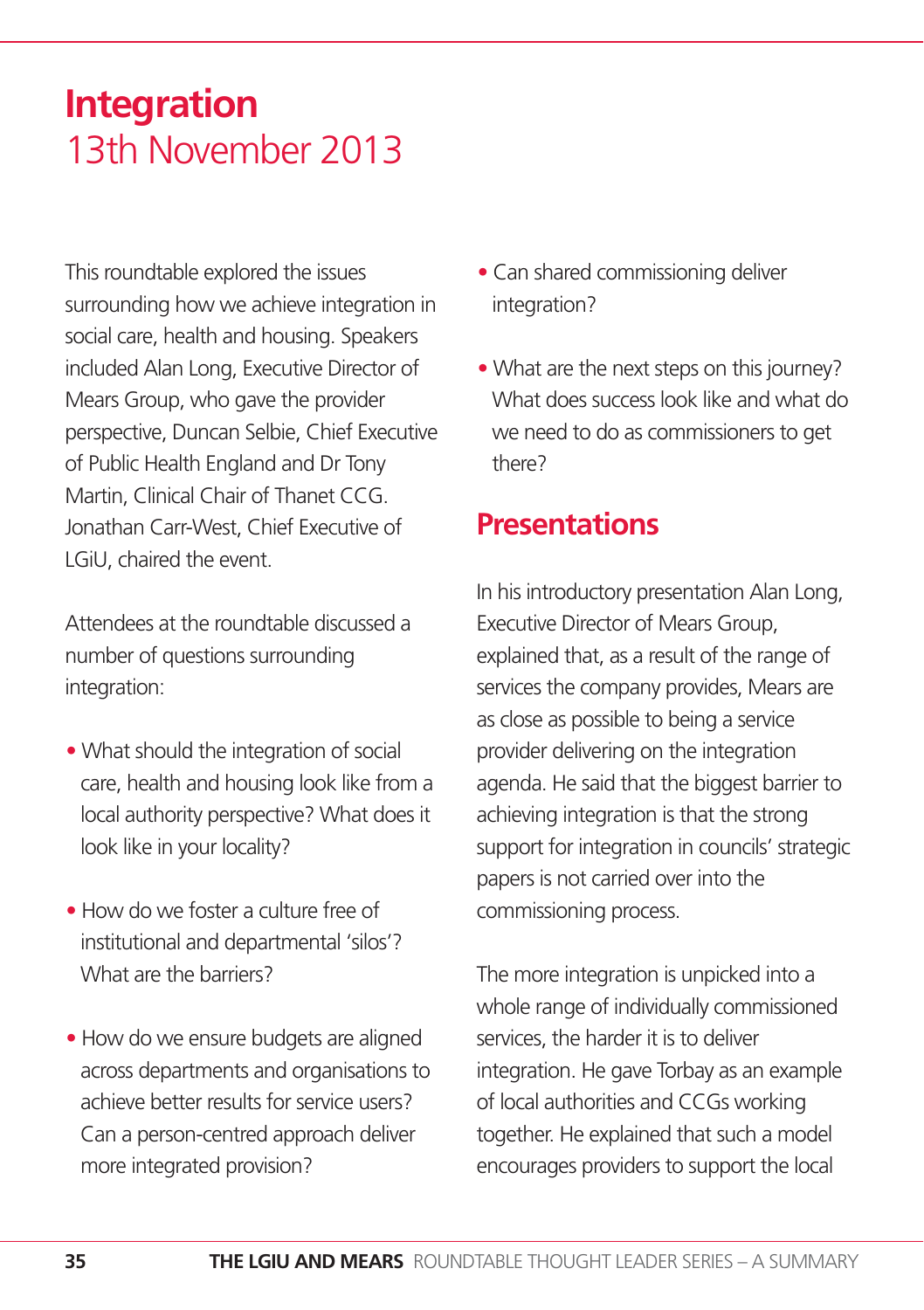# Integration

## 13th November 2013

This roundtable explored the issues surrounding how we achieve integration in social care, health and housing. Speakers included Alan Long, Executive Director of Mears Group, who gave the provider perspective, Duncan Selbie, Chief Executive of Public Health England and Dr Tony Martin, Clinical Chair of Thanet CCG. Jonathan Carr-West, Chief Executive of LGiU, chaired the event.

Attendees at the roundtable discussed a number of questions surrounding integration:

- What should the integration of social care, health and housing look like from a local authority perspective? What does it look like in your locality?
- How do we foster a culture free of institutional and departmental 'silos'? What are the barriers?
- How do we ensure budgets are aligned across departments and organisations to achieve better results for service users? Can a person-centred approach deliver more integrated provision?
- Can shared commissioning deliver integration?
- What are the next steps on this journey? What does success look like and what do we need to do as commissioners to get there?

## Presentations

In his introductory presentation Alan Long, Executive Director of Mears Group, explained that, as a result of the range of services the company provides, Mears are as close as possible to being a service provider delivering on the integration agenda. He said that the biggest barrier to achieving integration is that the strong support for integration in councils' strategic papers is not carried over into the commissioning process.

The more integration is unpicked into a whole range of individually commissioned services, the harder it is to deliver integration. He gave Torbay as an example of local authorities and CCGs working together. He explained that such a model encourages providers to support the local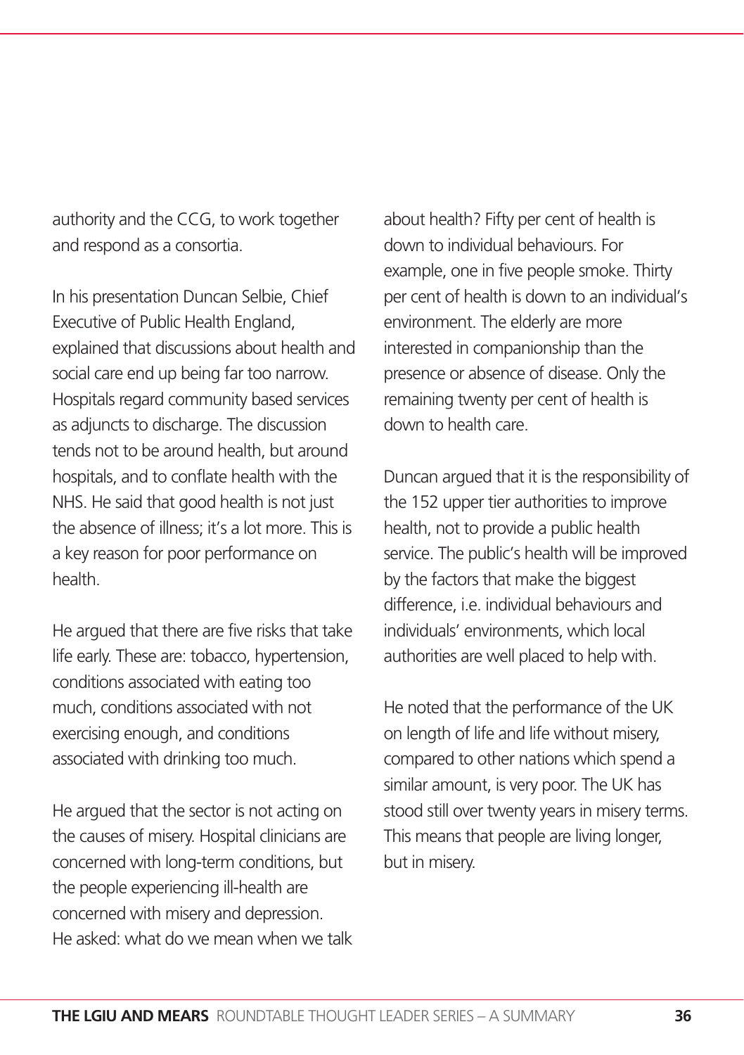authority and the CCG, to work together and respond as a consortia.

In his presentation Duncan Selbie, Chief Executive of Public Health England, explained that discussions about health and social care end up being far too narrow. Hospitals regard community based services as adjuncts to discharge. The discussion tends not to be around health, but around hospitals, and to conflate health with the NHS. He said that good health is not just the absence of illness; it's a lot more. This is a key reason for poor performance on health.

He argued that there are five risks that take life early. These are: tobacco, hypertension, conditions associated with eating too much, conditions associated with not exercising enough, and conditions associated with drinking too much.

He argued that the sector is not acting on the causes of misery. Hospital clinicians are concerned with long-term conditions, but the people experiencing ill-health are concerned with misery and depression. He asked: what do we mean when we talk about health? Fifty per cent of health is down to individual behaviours. For example, one in five people smoke. Thirty per cent of health is down to an individual's environment. The elderly are more interested in companionship than the presence or absence of disease. Only the remaining twenty per cent of health is down to health care.

Duncan argued that it is the responsibility of the 152 upper tier authorities to improve health, not to provide a public health service. The public's health will be improved by the factors that make the biggest difference, i.e. individual behaviours and individuals' environments, which local authorities are well placed to help with.

He noted that the performance of the UK on length of life and life without misery, compared to other nations which spend a similar amount, is very poor. The UK has stood still over twenty years in misery terms. This means that people are living longer, but in misery.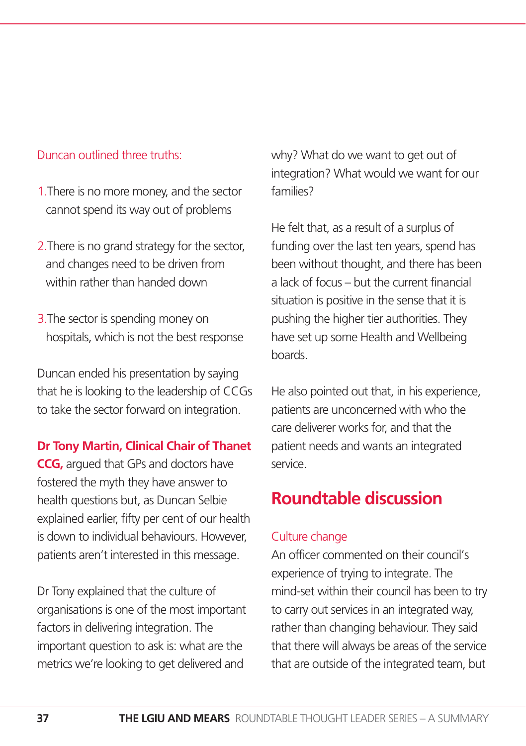Duncan outlined three truths:

1. There is no more money, and the sector cannot spend its way out of problems
2. There is no grand strategy for the sector, and changes need to be driven from within rather than handed down
3. The sector is spending money on hospitals, which is not the best response

Duncan ended his presentation by saying that he is looking to the leadership of CCGs to take the sector forward on integration.

**Dr Tony Martin, Clinical Chair of Thanet CCG,** argued that GPs and doctors have fostered the myth they have answer to health questions but, as Duncan Selbie explained earlier, fifty per cent of our health is down to individual behaviours. However, patients aren't interested in this message.

Dr Tony explained that the culture of organisations is one of the most important factors in delivering integration. The important question to ask is: what are the metrics we're looking to get delivered and why? What do we want to get out of integration? What would we want for our families?

He felt that, as a result of a surplus of funding over the last ten years, spend has been without thought, and there has been a lack of focus – but the current financial situation is positive in the sense that it is pushing the higher tier authorities. They have set up some Health and Wellbeing boards.

He also pointed out that, in his experience, patients are unconcerned with who the care deliverer works for, and that the patient needs and wants an integrated service.

## Roundtable discussion

### Culture change

An officer commented on their council's experience of trying to integrate. The mind-set within their council has been to try to carry out services in an integrated way, rather than changing behaviour. They said that there will always be areas of the service that are outside of the integrated team, but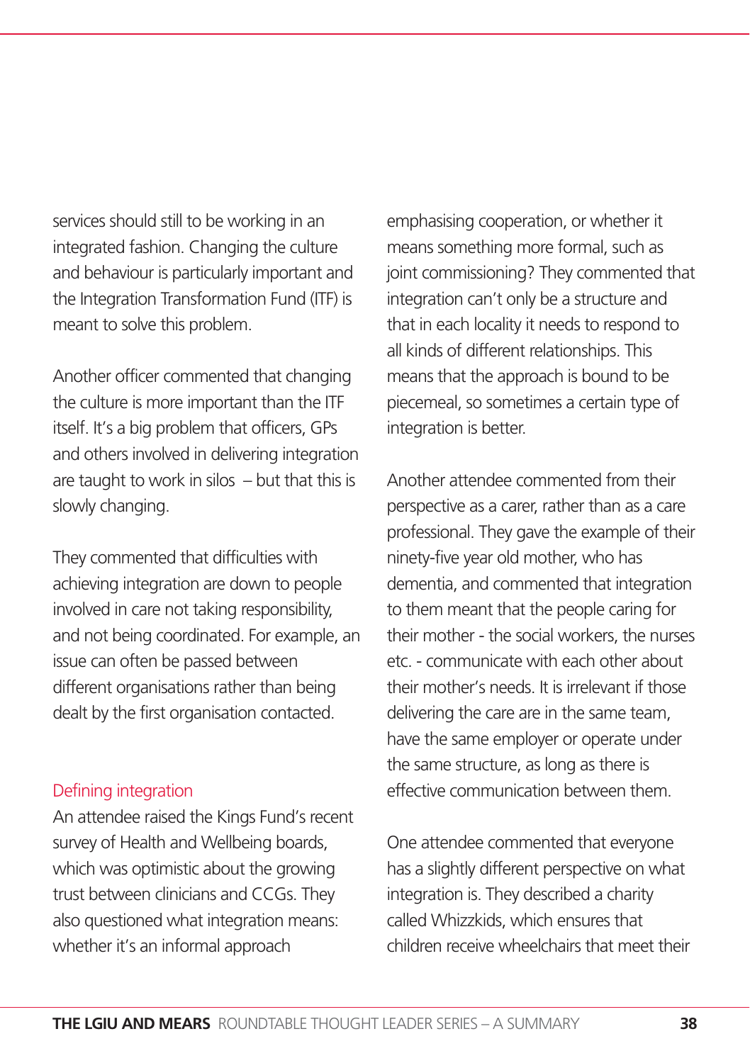services should still to be working in an integrated fashion. Changing the culture and behaviour is particularly important and the Integration Transformation Fund (ITF) is meant to solve this problem.

Another officer commented that changing the culture is more important than the ITF itself. It's a big problem that officers, GPs and others involved in delivering integration are taught to work in silos – but that this is slowly changing.

They commented that difficulties with achieving integration are down to people involved in care not taking responsibility, and not being coordinated. For example, an issue can often be passed between different organisations rather than being dealt by the first organisation contacted.

## Defining integration

An attendee raised the Kings Fund's recent survey of Health and Wellbeing boards, which was optimistic about the growing trust between clinicians and CCGs. They also questioned what integration means: whether it's an informal approach emphasising cooperation, or whether it means something more formal, such as joint commissioning? They commented that integration can't only be a structure and that in each locality it needs to respond to all kinds of different relationships. This means that the approach is bound to be piecemeal, so sometimes a certain type of integration is better.

Another attendee commented from their perspective as a carer, rather than as a care professional. They gave the example of their ninety-five year old mother, who has dementia, and commented that integration to them meant that the people caring for their mother - the social workers, the nurses etc. - communicate with each other about their mother's needs. It is irrelevant if those delivering the care are in the same team, have the same employer or operate under the same structure, as long as there is effective communication between them.

One attendee commented that everyone has a slightly different perspective on what integration is. They described a charity called Whizzkids, which ensures that children receive wheelchairs that meet their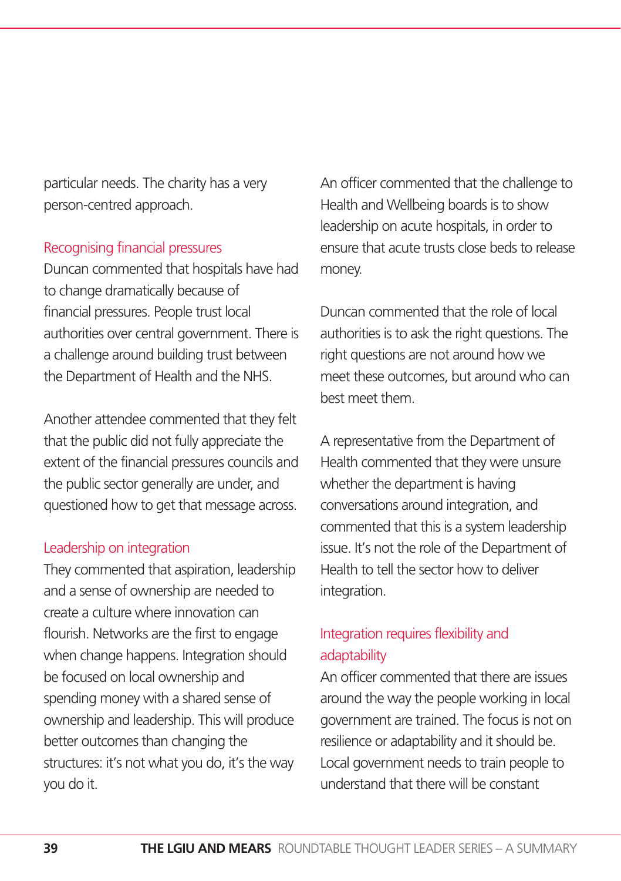particular needs. The charity has a very person-centred approach.

### Recognising financial pressures

Duncan commented that hospitals have had to change dramatically because of financial pressures. People trust local authorities over central government. There is a challenge around building trust between the Department of Health and the NHS.

Another attendee commented that they felt that the public did not fully appreciate the extent of the financial pressures councils and the public sector generally are under, and questioned how to get that message across.

### Leadership on integration

They commented that aspiration, leadership and a sense of ownership are needed to create a culture where innovation can flourish. Networks are the first to engage when change happens. Integration should be focused on local ownership and spending money with a shared sense of ownership and leadership. This will produce better outcomes than changing the structures: it's not what you do, it's the way you do it.

An officer commented that the challenge to Health and Wellbeing boards is to show leadership on acute hospitals, in order to ensure that acute trusts close beds to release money.

Duncan commented that the role of local authorities is to ask the right questions. The right questions are not around how we meet these outcomes, but around who can best meet them.

A representative from the Department of Health commented that they were unsure whether the department is having conversations around integration, and commented that this is a system leadership issue. It's not the role of the Department of Health to tell the sector how to deliver integration.

### Integration requires flexibility and adaptability

An officer commented that there are issues around the way the people working in local government are trained. The focus is not on resilience or adaptability and it should be. Local government needs to train people to understand that there will be constant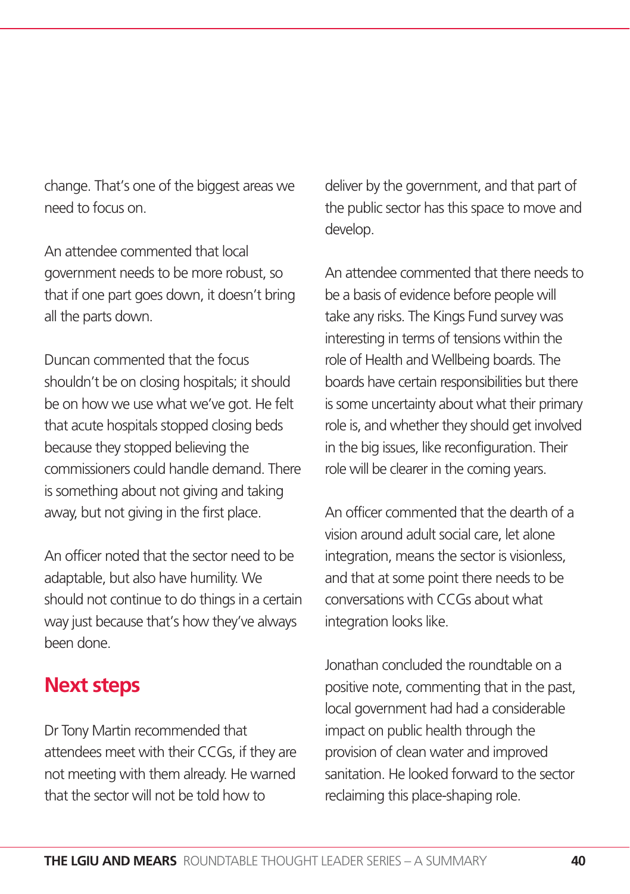change. That's one of the biggest areas we need to focus on.

An attendee commented that local government needs to be more robust, so that if one part goes down, it doesn't bring all the parts down.

Duncan commented that the focus shouldn't be on closing hospitals; it should be on how we use what we've got. He felt that acute hospitals stopped closing beds because they stopped believing the commissioners could handle demand. There is something about not giving and taking away, but not giving in the first place.

An officer noted that the sector need to be adaptable, but also have humility. We should not continue to do things in a certain way just because that's how they've always been done.

## Next steps

Dr Tony Martin recommended that attendees meet with their CCGs, if they are not meeting with them already. He warned that the sector will not be told how to deliver by the government, and that part of the public sector has this space to move and develop.

An attendee commented that there needs to be a basis of evidence before people will take any risks. The Kings Fund survey was interesting in terms of tensions within the role of Health and Wellbeing boards. The boards have certain responsibilities but there is some uncertainty about what their primary role is, and whether they should get involved in the big issues, like reconfiguration. Their role will be clearer in the coming years.

An officer commented that the dearth of a vision around adult social care, let alone integration, means the sector is visionless, and that at some point there needs to be conversations with CCGs about what integration looks like.

Jonathan concluded the roundtable on a positive note, commenting that in the past, local government had had a considerable impact on public health through the provision of clean water and improved sanitation. He looked forward to the sector reclaiming this place-shaping role.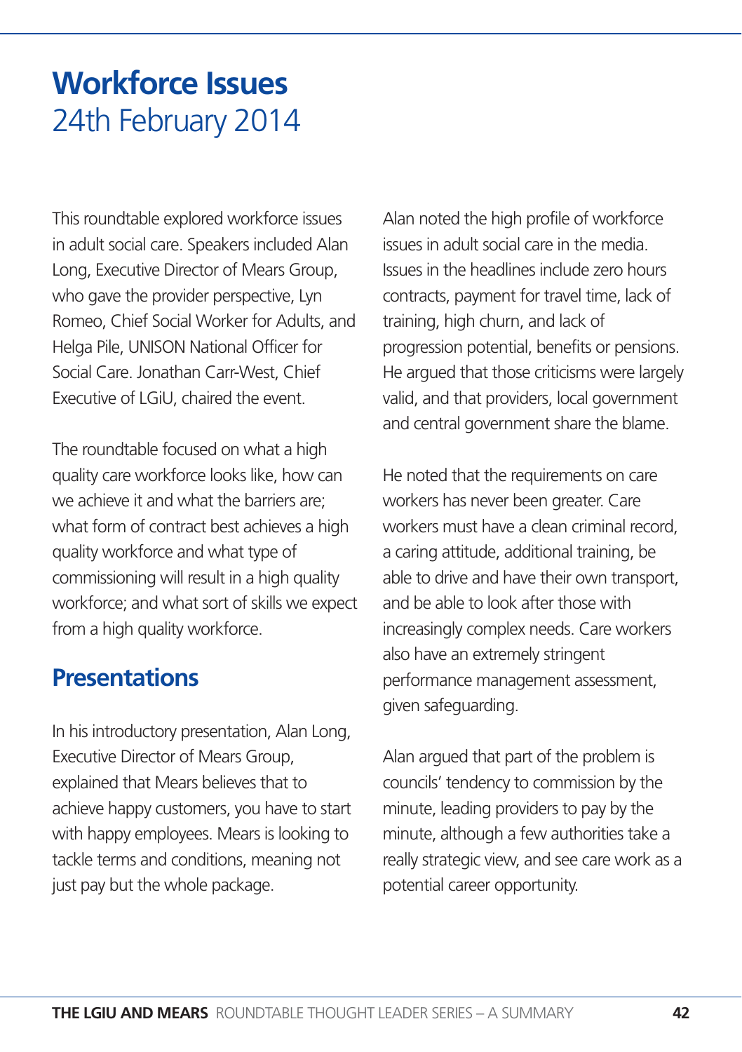# Workforce Issues
24th February 2014

This roundtable explored workforce issues in adult social care. Speakers included Alan Long, Executive Director of Mears Group, who gave the provider perspective, Lyn Romeo, Chief Social Worker for Adults, and Helga Pile, UNISON National Officer for Social Care. Jonathan Carr-West, Chief Executive of LGiU, chaired the event.

The roundtable focused on what a high quality care workforce looks like, how can we achieve it and what the barriers are; what form of contract best achieves a high quality workforce and what type of commissioning will result in a high quality workforce; and what sort of skills we expect from a high quality workforce.

## Presentations

In his introductory presentation, Alan Long, Executive Director of Mears Group, explained that Mears believes that to achieve happy customers, you have to start with happy employees. Mears is looking to tackle terms and conditions, meaning not just pay but the whole package.

Alan noted the high profile of workforce issues in adult social care in the media. Issues in the headlines include zero hours contracts, payment for travel time, lack of training, high churn, and lack of progression potential, benefits or pensions. He argued that those criticisms were largely valid, and that providers, local government and central government share the blame.

He noted that the requirements on care workers has never been greater. Care workers must have a clean criminal record, a caring attitude, additional training, be able to drive and have their own transport, and be able to look after those with increasingly complex needs. Care workers also have an extremely stringent performance management assessment, given safeguarding.

Alan argued that part of the problem is councils' tendency to commission by the minute, leading providers to pay by the minute, although a few authorities take a really strategic view, and see care work as a potential career opportunity.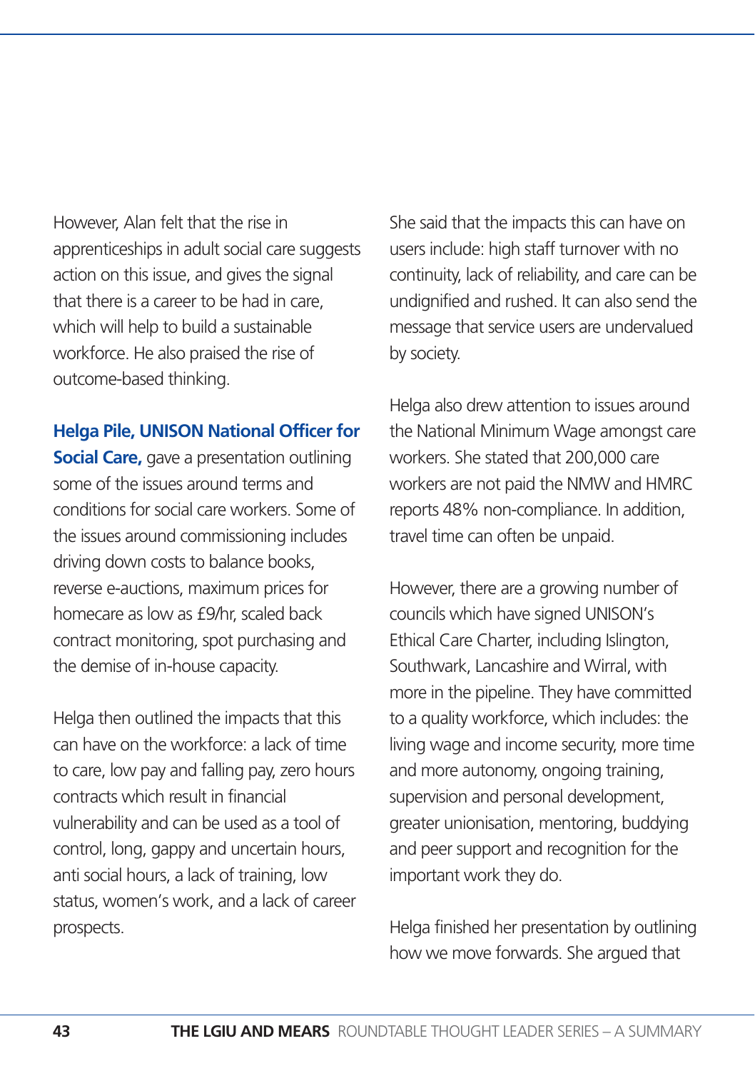However, Alan felt that the rise in apprenticeships in adult social care suggests action on this issue, and gives the signal that there is a career to be had in care, which will help to build a sustainable workforce. He also praised the rise of outcome-based thinking.

**Helga Pile, UNISON National Officer for Social Care,** gave a presentation outlining some of the issues around terms and conditions for social care workers. Some of the issues around commissioning includes driving down costs to balance books, reverse e-auctions, maximum prices for homecare as low as £9/hr, scaled back contract monitoring, spot purchasing and the demise of in-house capacity.

Helga then outlined the impacts that this can have on the workforce: a lack of time to care, low pay and falling pay, zero hours contracts which result in financial vulnerability and can be used as a tool of control, long, gappy and uncertain hours, anti social hours, a lack of training, low status, women's work, and a lack of career prospects.

She said that the impacts this can have on users include: high staff turnover with no continuity, lack of reliability, and care can be undignified and rushed. It can also send the message that service users are undervalued by society.

Helga also drew attention to issues around the National Minimum Wage amongst care workers. She stated that 200,000 care workers are not paid the NMW and HMRC reports 48% non-compliance. In addition, travel time can often be unpaid.

However, there are a growing number of councils which have signed UNISON's Ethical Care Charter, including Islington, Southwark, Lancashire and Wirral, with more in the pipeline. They have committed to a quality workforce, which includes: the living wage and income security, more time and more autonomy, ongoing training, supervision and personal development, greater unionisation, mentoring, buddying and peer support and recognition for the important work they do.

Helga finished her presentation by outlining how we move forwards. She argued that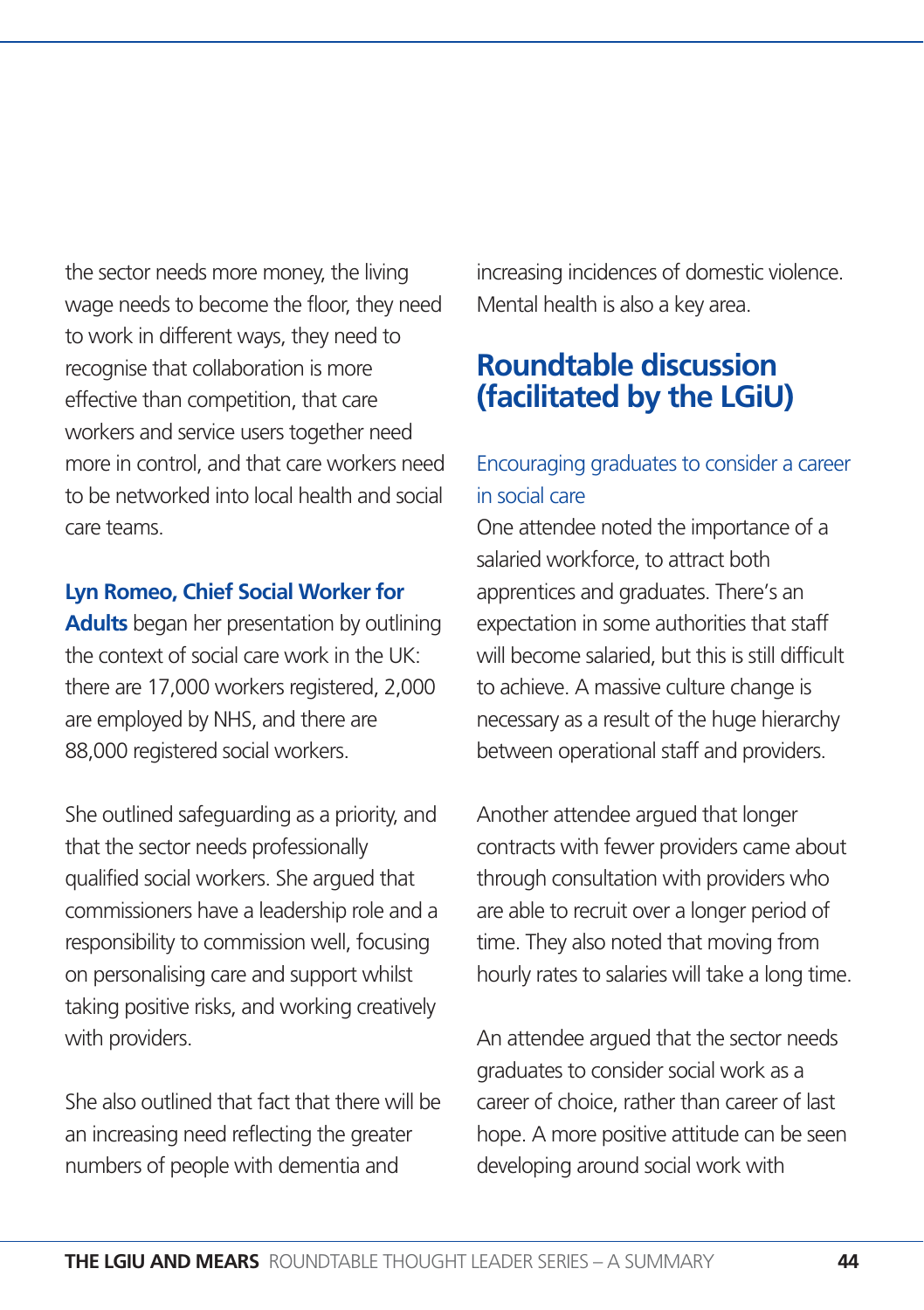the sector needs more money, the living wage needs to become the floor, they need to work in different ways, they need to recognise that collaboration is more effective than competition, that care workers and service users together need more in control, and that care workers need to be networked into local health and social care teams.

**Lyn Romeo, Chief Social Worker for Adults** began her presentation by outlining the context of social care work in the UK: there are 17,000 workers registered, 2,000 are employed by NHS, and there are 88,000 registered social workers.

She outlined safeguarding as a priority, and that the sector needs professionally qualified social workers. She argued that commissioners have a leadership role and a responsibility to commission well, focusing on personalising care and support whilst taking positive risks, and working creatively with providers.

She also outlined that fact that there will be an increasing need reflecting the greater numbers of people with dementia and increasing incidences of domestic violence. Mental health is also a key area.

## Roundtable discussion (facilitated by the LGiU)

### Encouraging graduates to consider a career in social care

One attendee noted the importance of a salaried workforce, to attract both apprentices and graduates. There's an expectation in some authorities that staff will become salaried, but this is still difficult to achieve. A massive culture change is necessary as a result of the huge hierarchy between operational staff and providers.

Another attendee argued that longer contracts with fewer providers came about through consultation with providers who are able to recruit over a longer period of time. They also noted that moving from hourly rates to salaries will take a long time.

An attendee argued that the sector needs graduates to consider social work as a career of choice, rather than career of last hope. A more positive attitude can be seen developing around social work with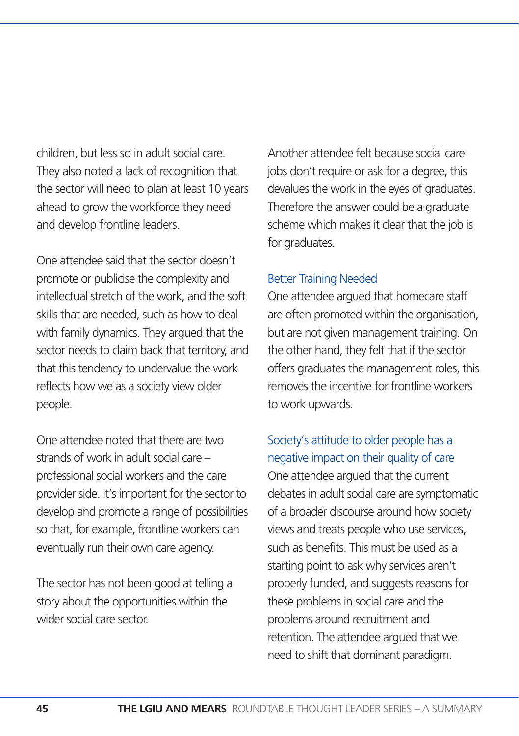children, but less so in adult social care. They also noted a lack of recognition that the sector will need to plan at least 10 years ahead to grow the workforce they need and develop frontline leaders.

One attendee said that the sector doesn't promote or publicise the complexity and intellectual stretch of the work, and the soft skills that are needed, such as how to deal with family dynamics. They argued that the sector needs to claim back that territory, and that this tendency to undervalue the work reflects how we as a society view older people.

One attendee noted that there are two strands of work in adult social care – professional social workers and the care provider side. It's important for the sector to develop and promote a range of possibilities so that, for example, frontline workers can eventually run their own care agency.

The sector has not been good at telling a story about the opportunities within the wider social care sector.

Another attendee felt because social care jobs don't require or ask for a degree, this devalues the work in the eyes of graduates. Therefore the answer could be a graduate scheme which makes it clear that the job is for graduates.

### Better Training Needed

One attendee argued that homecare staff are often promoted within the organisation, but are not given management training. On the other hand, they felt that if the sector offers graduates the management roles, this removes the incentive for frontline workers to work upwards.

### Society's attitude to older people has a negative impact on their quality of care

One attendee argued that the current debates in adult social care are symptomatic of a broader discourse around how society views and treats people who use services, such as benefits. This must be used as a starting point to ask why services aren't properly funded, and suggests reasons for these problems in social care and the problems around recruitment and retention. The attendee argued that we need to shift that dominant paradigm.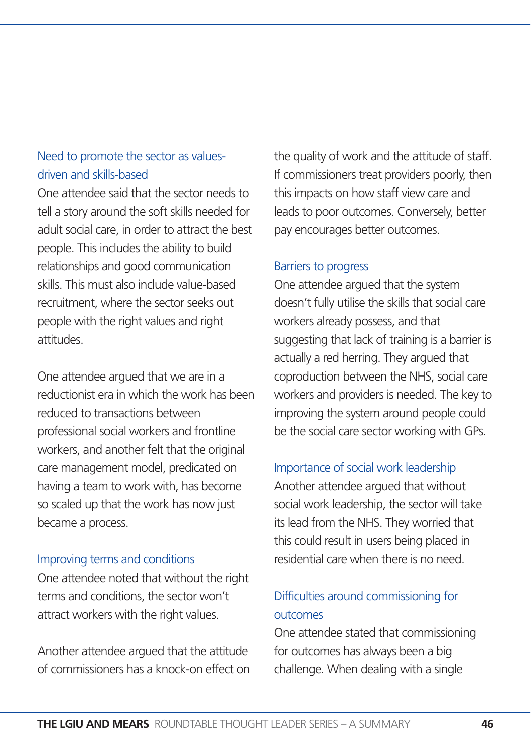### Need to promote the sector as values-driven and skills-based

One attendee said that the sector needs to tell a story around the soft skills needed for adult social care, in order to attract the best people. This includes the ability to build relationships and good communication skills. This must also include value-based recruitment, where the sector seeks out people with the right values and right attitudes.

One attendee argued that we are in a reductionist era in which the work has been reduced to transactions between professional social workers and frontline workers, and another felt that the original care management model, predicated on having a team to work with, has become so scaled up that the work has now just became a process.

### Improving terms and conditions

One attendee noted that without the right terms and conditions, the sector won't attract workers with the right values.

Another attendee argued that the attitude of commissioners has a knock-on effect on the quality of work and the attitude of staff. If commissioners treat providers poorly, then this impacts on how staff view care and leads to poor outcomes. Conversely, better pay encourages better outcomes.

### Barriers to progress

One attendee argued that the system doesn't fully utilise the skills that social care workers already possess, and that suggesting that lack of training is a barrier is actually a red herring. They argued that coproduction between the NHS, social care workers and providers is needed. The key to improving the system around people could be the social care sector working with GPs.

### Importance of social work leadership

Another attendee argued that without social work leadership, the sector will take its lead from the NHS. They worried that this could result in users being placed in residential care when there is no need.

### Difficulties around commissioning for outcomes

One attendee stated that commissioning for outcomes has always been a big challenge. When dealing with a single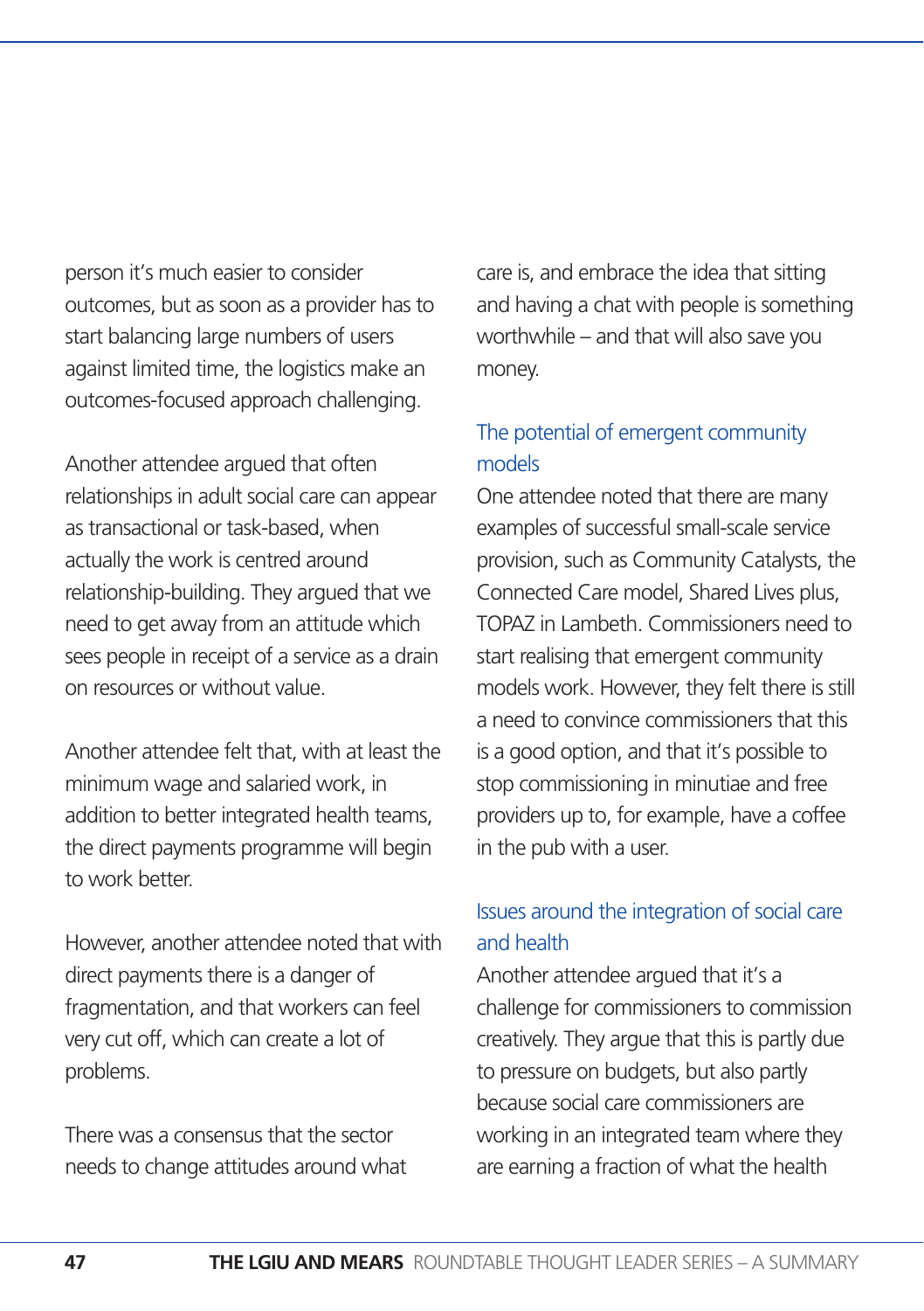person it's much easier to consider outcomes, but as soon as a provider has to start balancing large numbers of users against limited time, the logistics make an outcomes-focused approach challenging.

Another attendee argued that often relationships in adult social care can appear as transactional or task-based, when actually the work is centred around relationship-building. They argued that we need to get away from an attitude which sees people in receipt of a service as a drain on resources or without value.

Another attendee felt that, with at least the minimum wage and salaried work, in addition to better integrated health teams, the direct payments programme will begin to work better.

However, another attendee noted that with direct payments there is a danger of fragmentation, and that workers can feel very cut off, which can create a lot of problems.

There was a consensus that the sector needs to change attitudes around what care is, and embrace the idea that sitting and having a chat with people is something worthwhile – and that will also save you money.

### The potential of emergent community models

One attendee noted that there are many examples of successful small-scale service provision, such as Community Catalysts, the Connected Care model, Shared Lives plus, TOPAZ in Lambeth. Commissioners need to start realising that emergent community models work. However, they felt there is still a need to convince commissioners that this is a good option, and that it's possible to stop commissioning in minutiae and free providers up to, for example, have a coffee in the pub with a user.

### Issues around the integration of social care and health

Another attendee argued that it's a challenge for commissioners to commission creatively. They argue that this is partly due to pressure on budgets, but also partly because social care commissioners are working in an integrated team where they are earning a fraction of what the health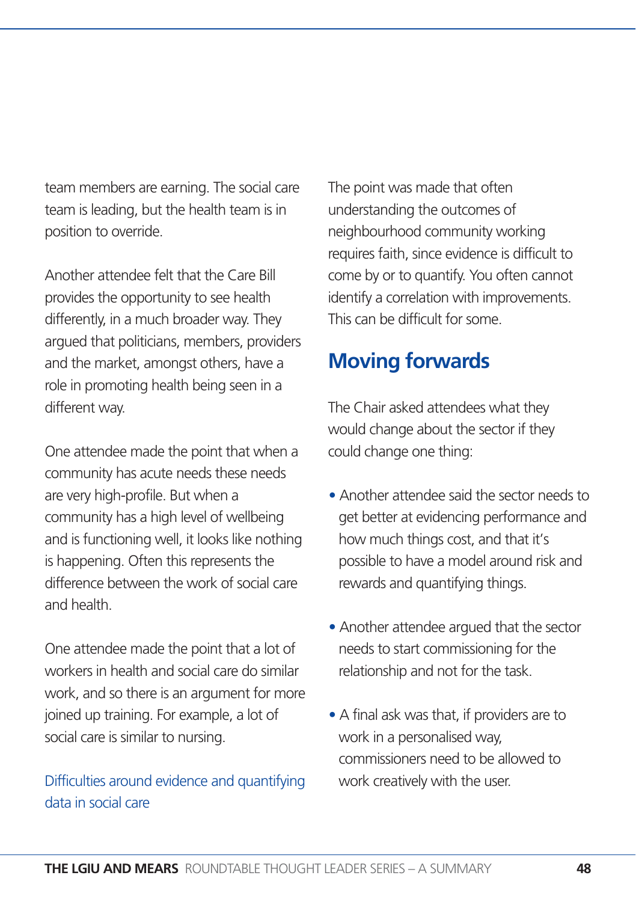team members are earning. The social care team is leading, but the health team is in position to override.

Another attendee felt that the Care Bill provides the opportunity to see health differently, in a much broader way. They argued that politicians, members, providers and the market, amongst others, have a role in promoting health being seen in a different way.

One attendee made the point that when a community has acute needs these needs are very high-profile. But when a community has a high level of wellbeing and is functioning well, it looks like nothing is happening. Often this represents the difference between the work of social care and health.

One attendee made the point that a lot of workers in health and social care do similar work, and so there is an argument for more joined up training. For example, a lot of social care is similar to nursing.

### Difficulties around evidence and quantifying data in social care

The point was made that often understanding the outcomes of neighbourhood community working requires faith, since evidence is difficult to come by or to quantify. You often cannot identify a correlation with improvements. This can be difficult for some.

## Moving forwards

The Chair asked attendees what they would change about the sector if they could change one thing:

- Another attendee said the sector needs to get better at evidencing performance and how much things cost, and that it's possible to have a model around risk and rewards and quantifying things.
- Another attendee argued that the sector needs to start commissioning for the relationship and not for the task.
- A final ask was that, if providers are to work in a personalised way, commissioners need to be allowed to work creatively with the user.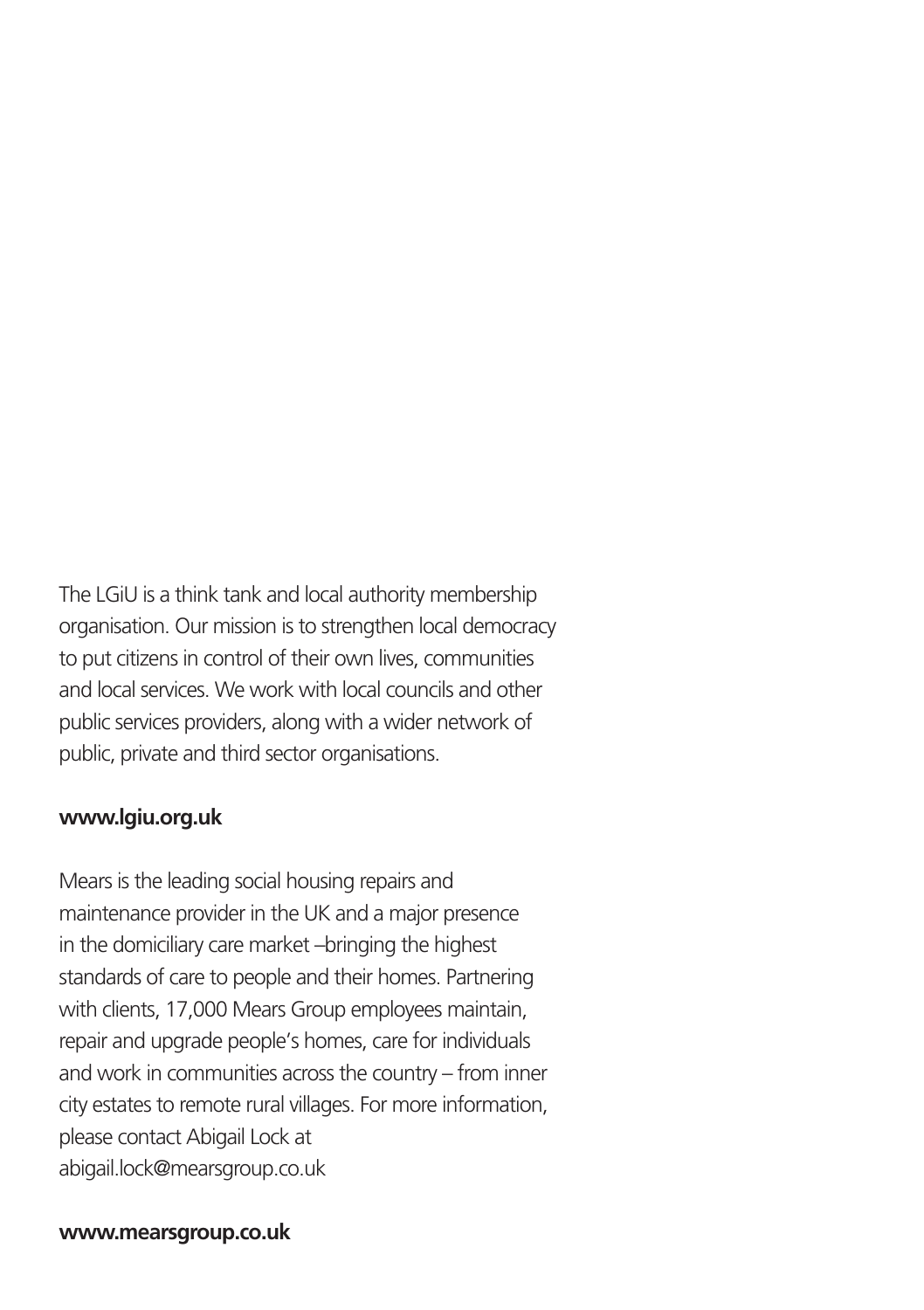The LGiU is a think tank and local authority membership organisation. Our mission is to strengthen local democracy to put citizens in control of their own lives, communities and local services. We work with local councils and other public services providers, along with a wider network of public, private and third sector organisations.

**www.lgiu.org.uk**

Mears is the leading social housing repairs and maintenance provider in the UK and a major presence in the domiciliary care market –bringing the highest standards of care to people and their homes. Partnering with clients, 17,000 Mears Group employees maintain, repair and upgrade people's homes, care for individuals and work in communities across the country – from inner city estates to remote rural villages. For more information, please contact Abigail Lock at abigail.lock@mearsgroup.co.uk

**www.mearsgroup.co.uk**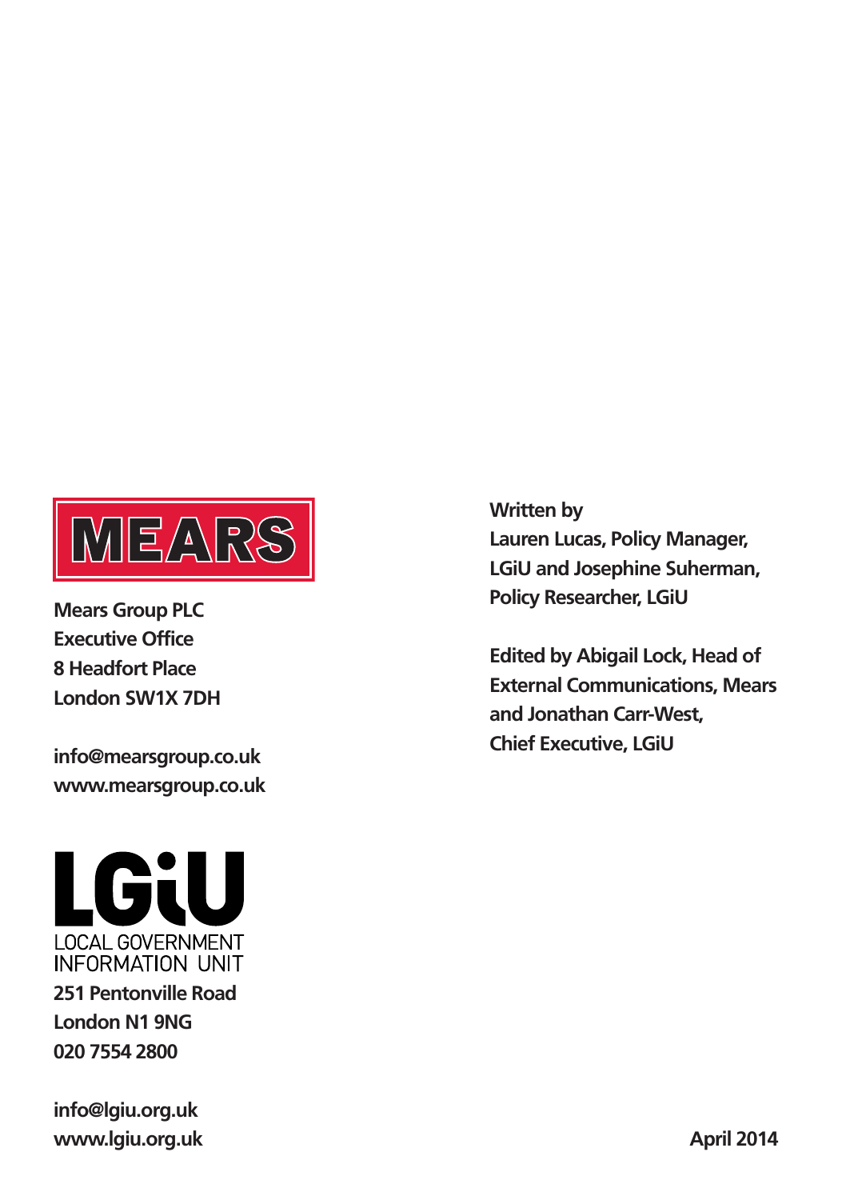MEARS

**Mears Group PLC**
**Executive Office**
**8 Headfort Place**
**London SW1X 7DH**

**info@mearsgroup.co.uk**
**www.mearsgroup.co.uk**

LGiU
LOCAL GOVERNMENT INFORMATION UNIT

**251 Pentonville Road**
**London N1 9NG**
**020 7554 2800**

**info@lgiu.org.uk**
**www.lgiu.org.uk**

**Written by**
**Lauren Lucas, Policy Manager, LGiU and Josephine Suherman, Policy Researcher, LGiU**

**Edited by Abigail Lock, Head of External Communications, Mears and Jonathan Carr-West, Chief Executive, LGiU**

**April 2014**